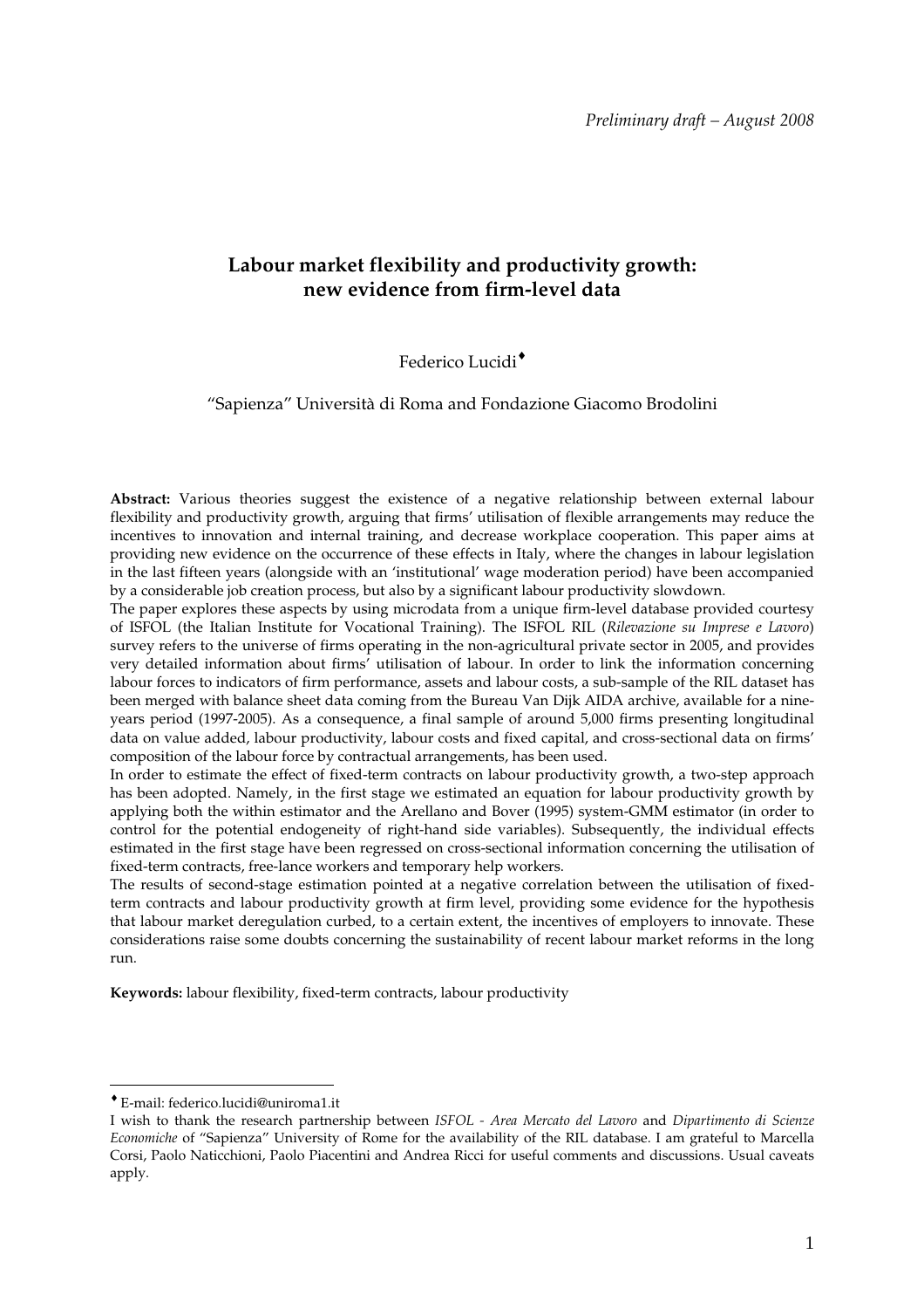*Preliminary draft – August 2008*

# Labour market flexibility and productivity growth: new evidence from firm-level data

Federico Lucidi[♦]

"Sapienza" Università di Roma and Fondazione Giacomo Brodolini

**Abstract:** Various theories suggest the existence of a negative relationship between external labour flexibility and productivity growth, arguing that firms' utilisation of flexible arrangements may reduce the incentives to innovation and internal training, and decrease workplace cooperation. This paper aims at providing new evidence on the occurrence of these effects in Italy, where the changes in labour legislation in the last fifteen years (alongside with an 'institutional' wage moderation period) have been accompanied by a considerable job creation process, but also by a significant labour productivity slowdown.

The paper explores these aspects by using microdata from a unique firm-level database provided courtesy of ISFOL (the Italian Institute for Vocational Training). The ISFOL RIL (*Rilevazione su Imprese e Lavoro*) survey refers to the universe of firms operating in the non-agricultural private sector in 2005, and provides very detailed information about firms' utilisation of labour. In order to link the information concerning labour forces to indicators of firm performance, assets and labour costs, a sub-sample of the RIL dataset has been merged with balance sheet data coming from the Bureau Van Dijk AIDA archive, available for a nine-years period (1997-2005). As a consequence, a final sample of around 5,000 firms presenting longitudinal data on value added, labour productivity, labour costs and fixed capital, and cross-sectional data on firms' composition of the labour force by contractual arrangements, has been used.

In order to estimate the effect of fixed-term contracts on labour productivity growth, a two-step approach has been adopted. Namely, in the first stage we estimated an equation for labour productivity growth by applying both the within estimator and the Arellano and Bover (1995) system-GMM estimator (in order to control for the potential endogeneity of right-hand side variables). Subsequently, the individual effects estimated in the first stage have been regressed on cross-sectional information concerning the utilisation of fixed-term contracts, free-lance workers and temporary help workers.

The results of second-stage estimation pointed at a negative correlation between the utilisation of fixed-term contracts and labour productivity growth at firm level, providing some evidence for the hypothesis that labour market deregulation curbed, to a certain extent, the incentives of employers to innovate. These considerations raise some doubts concerning the sustainability of recent labour market reforms in the long run.

**Keywords:** labour flexibility, fixed-term contracts, labour productivity

---

[♦] E-mail: federico.lucidi@uniroma1.it

I wish to thank the research partnership between *ISFOL - Area Mercato del Lavoro* and *Dipartimento di Scienze Economiche* of "Sapienza" University of Rome for the availability of the RIL database. I am grateful to Marcella Corsi, Paolo Naticchioni, Paolo Piacentini and Andrea Ricci for useful comments and discussions. Usual caveats apply.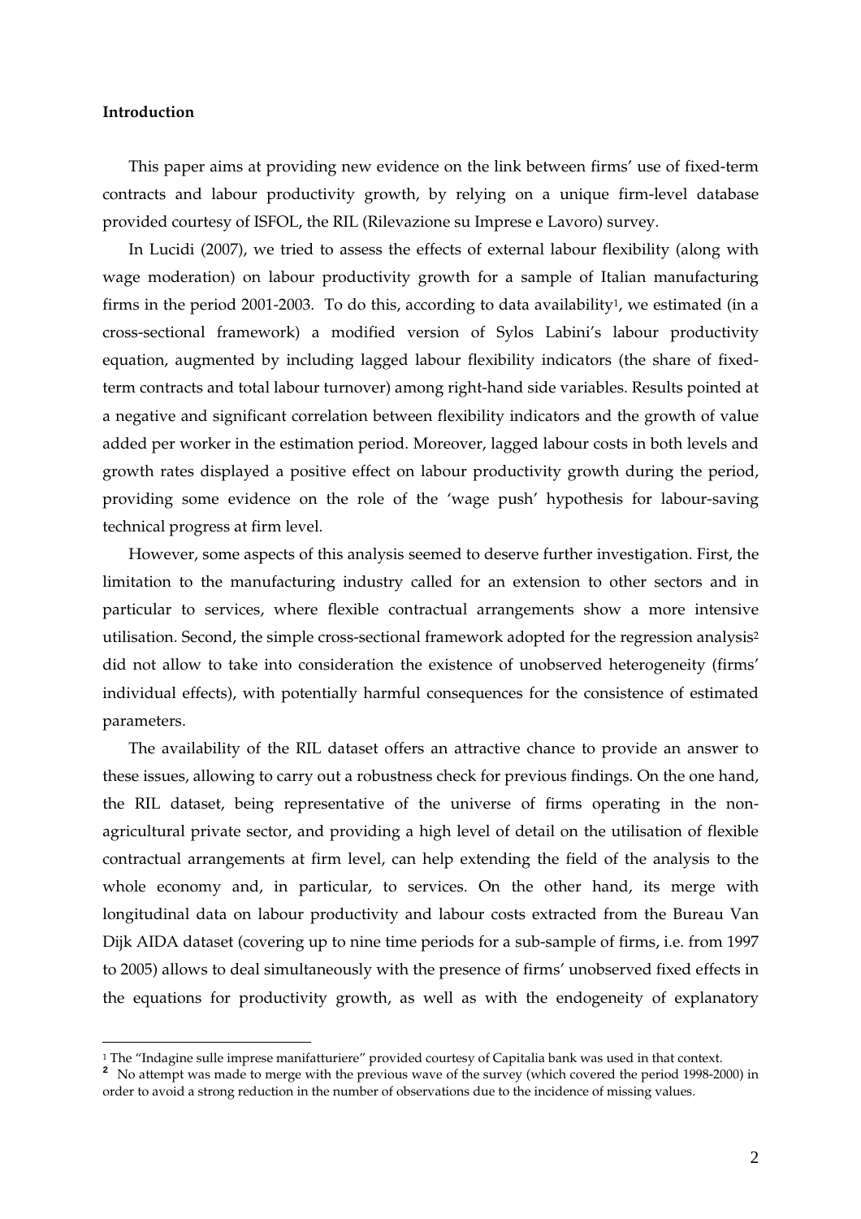**Introduction**

This paper aims at providing new evidence on the link between firms' use of fixed-term contracts and labour productivity growth, by relying on a unique firm-level database provided courtesy of ISFOL, the RIL (Rilevazione su Imprese e Lavoro) survey.

In Lucidi (2007), we tried to assess the effects of external labour flexibility (along with wage moderation) on labour productivity growth for a sample of Italian manufacturing firms in the period 2001-2003. To do this, according to data availability[1], we estimated (in a cross-sectional framework) a modified version of Sylos Labini's labour productivity equation, augmented by including lagged labour flexibility indicators (the share of fixed-term contracts and total labour turnover) among right-hand side variables. Results pointed at a negative and significant correlation between flexibility indicators and the growth of value added per worker in the estimation period. Moreover, lagged labour costs in both levels and growth rates displayed a positive effect on labour productivity growth during the period, providing some evidence on the role of the 'wage push' hypothesis for labour-saving technical progress at firm level.

However, some aspects of this analysis seemed to deserve further investigation. First, the limitation to the manufacturing industry called for an extension to other sectors and in particular to services, where flexible contractual arrangements show a more intensive utilisation. Second, the simple cross-sectional framework adopted for the regression analysis[2] did not allow to take into consideration the existence of unobserved heterogeneity (firms' individual effects), with potentially harmful consequences for the consistence of estimated parameters.

The availability of the RIL dataset offers an attractive chance to provide an answer to these issues, allowing to carry out a robustness check for previous findings. On the one hand, the RIL dataset, being representative of the universe of firms operating in the non-agricultural private sector, and providing a high level of detail on the utilisation of flexible contractual arrangements at firm level, can help extending the field of the analysis to the whole economy and, in particular, to services. On the other hand, its merge with longitudinal data on labour productivity and labour costs extracted from the Bureau Van Dijk AIDA dataset (covering up to nine time periods for a sub-sample of firms, i.e. from 1997 to 2005) allows to deal simultaneously with the presence of firms' unobserved fixed effects in the equations for productivity growth, as well as with the endogeneity of explanatory

---

[1] The "Indagine sulle imprese manifatturiere" provided courtesy of Capitalia bank was used in that context.

[2] No attempt was made to merge with the previous wave of the survey (which covered the period 1998-2000) in order to avoid a strong reduction in the number of observations due to the incidence of missing values.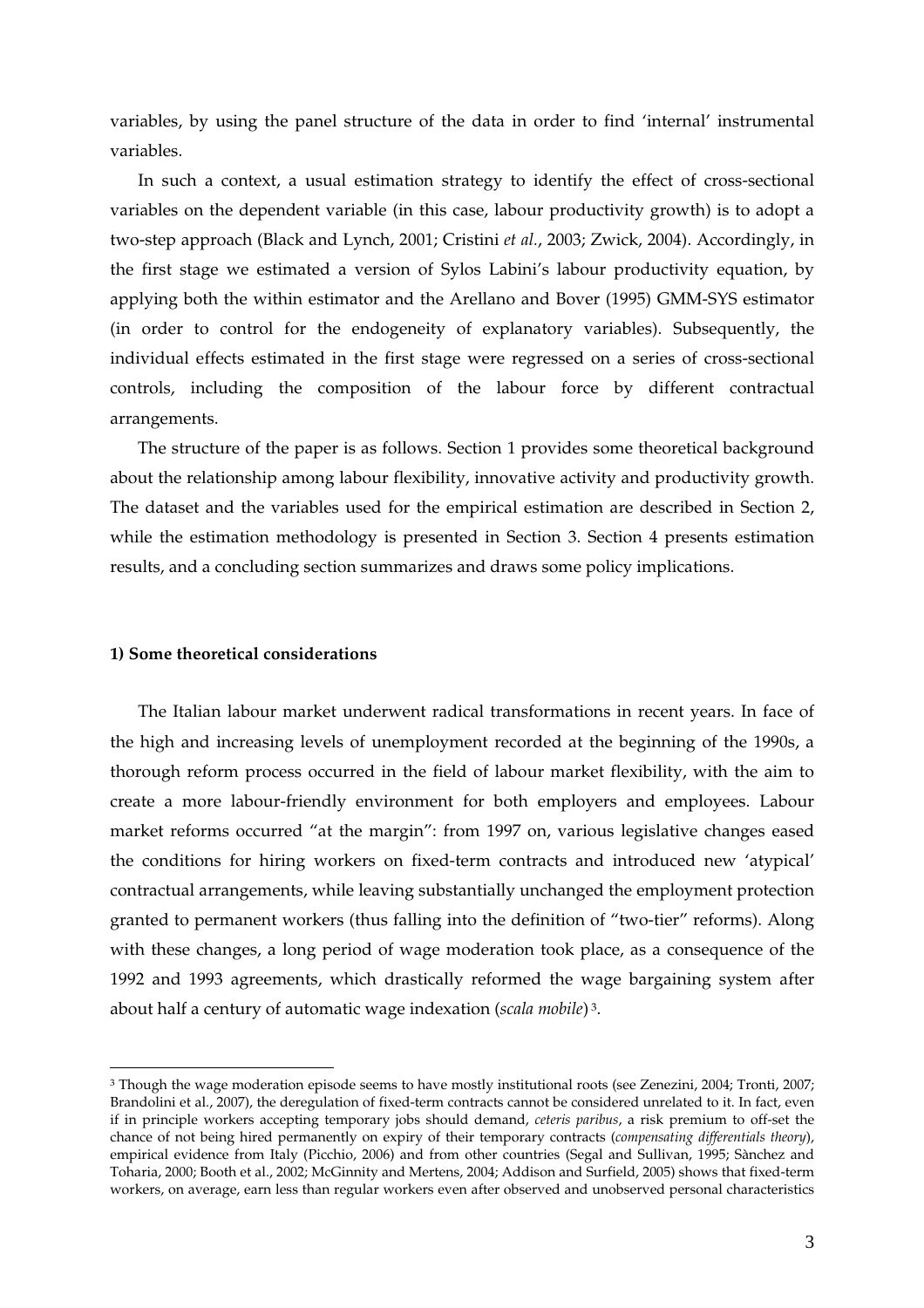variables, by using the panel structure of the data in order to find 'internal' instrumental variables.

In such a context, a usual estimation strategy to identify the effect of cross-sectional variables on the dependent variable (in this case, labour productivity growth) is to adopt a two-step approach (Black and Lynch, 2001; Cristini *et al.*, 2003; Zwick, 2004). Accordingly, in the first stage we estimated a version of Sylos Labini's labour productivity equation, by applying both the within estimator and the Arellano and Bover (1995) GMM-SYS estimator (in order to control for the endogeneity of explanatory variables). Subsequently, the individual effects estimated in the first stage were regressed on a series of cross-sectional controls, including the composition of the labour force by different contractual arrangements.

The structure of the paper is as follows. Section 1 provides some theoretical background about the relationship among labour flexibility, innovative activity and productivity growth. The dataset and the variables used for the empirical estimation are described in Section 2, while the estimation methodology is presented in Section 3. Section 4 presents estimation results, and a concluding section summarizes and draws some policy implications.

**1) Some theoretical considerations**

The Italian labour market underwent radical transformations in recent years. In face of the high and increasing levels of unemployment recorded at the beginning of the 1990s, a thorough reform process occurred in the field of labour market flexibility, with the aim to create a more labour-friendly environment for both employers and employees. Labour market reforms occurred "at the margin": from 1997 on, various legislative changes eased the conditions for hiring workers on fixed-term contracts and introduced new 'atypical' contractual arrangements, while leaving substantially unchanged the employment protection granted to permanent workers (thus falling into the definition of "two-tier" reforms). Along with these changes, a long period of wage moderation took place, as a consequence of the 1992 and 1993 agreements, which drastically reformed the wage bargaining system after about half a century of automatic wage indexation (*scala mobile*) [3].

[3] Though the wage moderation episode seems to have mostly institutional roots (see Zenezini, 2004; Tronti, 2007; Brandolini et al., 2007), the deregulation of fixed-term contracts cannot be considered unrelated to it. In fact, even if in principle workers accepting temporary jobs should demand, *ceteris paribus*, a risk premium to off-set the chance of not being hired permanently on expiry of their temporary contracts (*compensating differentials theory*), empirical evidence from Italy (Picchio, 2006) and from other countries (Segal and Sullivan, 1995; Sànchez and Toharia, 2000; Booth et al., 2002; McGinnity and Mertens, 2004; Addison and Surfield, 2005) shows that fixed-term workers, on average, earn less than regular workers even after observed and unobserved personal characteristics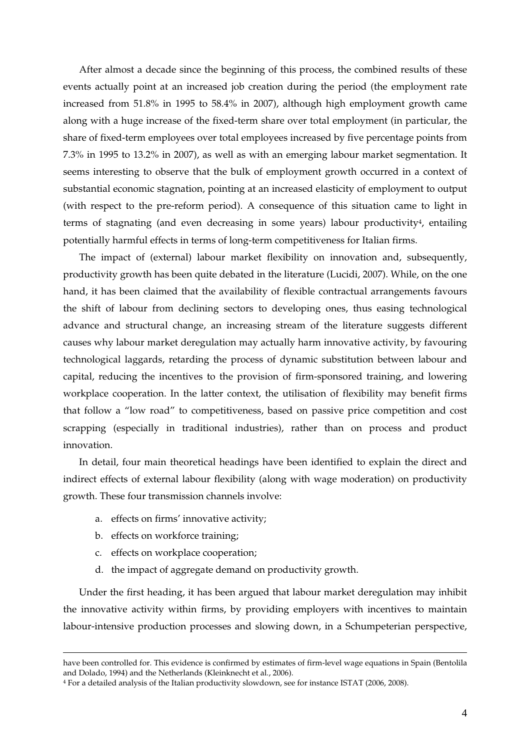After almost a decade since the beginning of this process, the combined results of these events actually point at an increased job creation during the period (the employment rate increased from 51.8% in 1995 to 58.4% in 2007), although high employment growth came along with a huge increase of the fixed-term share over total employment (in particular, the share of fixed-term employees over total employees increased by five percentage points from 7.3% in 1995 to 13.2% in 2007), as well as with an emerging labour market segmentation. It seems interesting to observe that the bulk of employment growth occurred in a context of substantial economic stagnation, pointing at an increased elasticity of employment to output (with respect to the pre-reform period). A consequence of this situation came to light in terms of stagnating (and even decreasing in some years) labour productivity[4], entailing potentially harmful effects in terms of long-term competitiveness for Italian firms.

The impact of (external) labour market flexibility on innovation and, subsequently, productivity growth has been quite debated in the literature (Lucidi, 2007). While, on the one hand, it has been claimed that the availability of flexible contractual arrangements favours the shift of labour from declining sectors to developing ones, thus easing technological advance and structural change, an increasing stream of the literature suggests different causes why labour market deregulation may actually harm innovative activity, by favouring technological laggards, retarding the process of dynamic substitution between labour and capital, reducing the incentives to the provision of firm-sponsored training, and lowering workplace cooperation. In the latter context, the utilisation of flexibility may benefit firms that follow a "low road" to competitiveness, based on passive price competition and cost scrapping (especially in traditional industries), rather than on process and product innovation.

In detail, four main theoretical headings have been identified to explain the direct and indirect effects of external labour flexibility (along with wage moderation) on productivity growth. These four transmission channels involve:

a. effects on firms' innovative activity;
b. effects on workforce training;
c. effects on workplace cooperation;
d. the impact of aggregate demand on productivity growth.

Under the first heading, it has been argued that labour market deregulation may inhibit the innovative activity within firms, by providing employers with incentives to maintain labour-intensive production processes and slowing down, in a Schumpeterian perspective,

---

have been controlled for. This evidence is confirmed by estimates of firm-level wage equations in Spain (Bentolila and Dolado, 1994) and the Netherlands (Kleinknecht et al., 2006).

[4] For a detailed analysis of the Italian productivity slowdown, see for instance ISTAT (2006, 2008).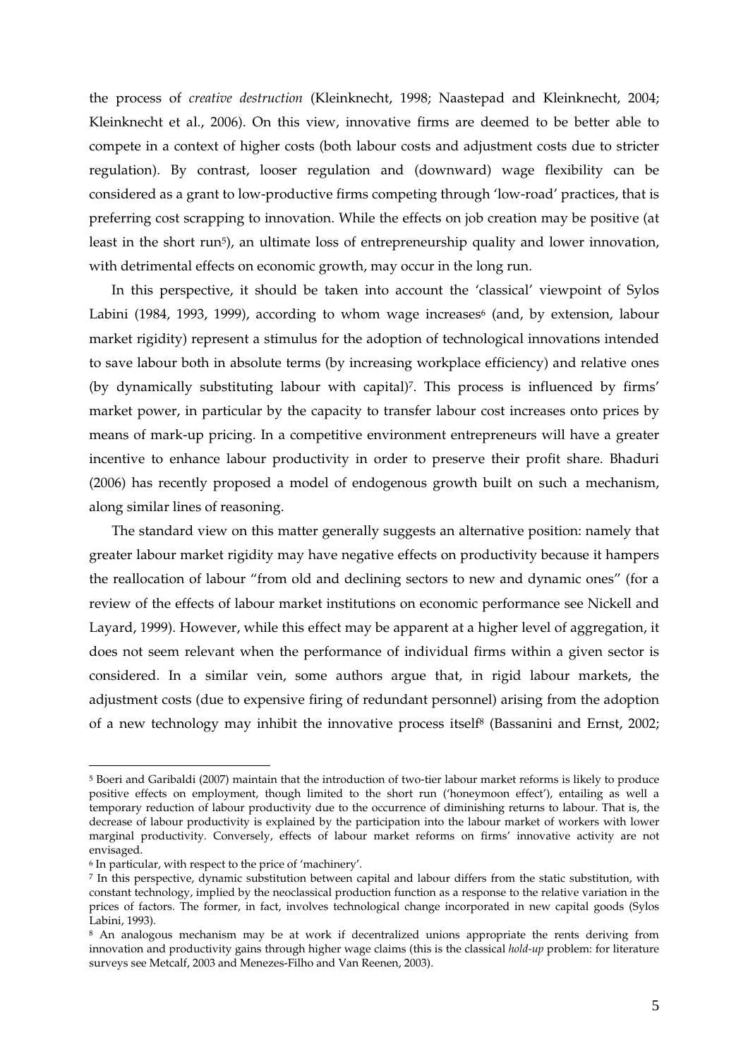the process of *creative destruction* (Kleinknecht, 1998; Naastepad and Kleinknecht, 2004; Kleinknecht et al., 2006). On this view, innovative firms are deemed to be better able to compete in a context of higher costs (both labour costs and adjustment costs due to stricter regulation). By contrast, looser regulation and (downward) wage flexibility can be considered as a grant to low-productive firms competing through 'low-road' practices, that is preferring cost scrapping to innovation. While the effects on job creation may be positive (at least in the short run[5]), an ultimate loss of entrepreneurship quality and lower innovation, with detrimental effects on economic growth, may occur in the long run.

In this perspective, it should be taken into account the 'classical' viewpoint of Sylos Labini (1984, 1993, 1999), according to whom wage increases[6] (and, by extension, labour market rigidity) represent a stimulus for the adoption of technological innovations intended to save labour both in absolute terms (by increasing workplace efficiency) and relative ones (by dynamically substituting labour with capital)[7]. This process is influenced by firms' market power, in particular by the capacity to transfer labour cost increases onto prices by means of mark-up pricing. In a competitive environment entrepreneurs will have a greater incentive to enhance labour productivity in order to preserve their profit share. Bhaduri (2006) has recently proposed a model of endogenous growth built on such a mechanism, along similar lines of reasoning.

The standard view on this matter generally suggests an alternative position: namely that greater labour market rigidity may have negative effects on productivity because it hampers the reallocation of labour "from old and declining sectors to new and dynamic ones" (for a review of the effects of labour market institutions on economic performance see Nickell and Layard, 1999). However, while this effect may be apparent at a higher level of aggregation, it does not seem relevant when the performance of individual firms within a given sector is considered. In a similar vein, some authors argue that, in rigid labour markets, the adjustment costs (due to expensive firing of redundant personnel) arising from the adoption of a new technology may inhibit the innovative process itself[8] (Bassanini and Ernst, 2002;

---

[5] Boeri and Garibaldi (2007) maintain that the introduction of two-tier labour market reforms is likely to produce positive effects on employment, though limited to the short run ('honeymoon effect'), entailing as well a temporary reduction of labour productivity due to the occurrence of diminishing returns to labour. That is, the decrease of labour productivity is explained by the participation into the labour market of workers with lower marginal productivity. Conversely, effects of labour market reforms on firms' innovative activity are not envisaged.

[6] In particular, with respect to the price of 'machinery'.

[7] In this perspective, dynamic substitution between capital and labour differs from the static substitution, with constant technology, implied by the neoclassical production function as a response to the relative variation in the prices of factors. The former, in fact, involves technological change incorporated in new capital goods (Sylos Labini, 1993).

[8] An analogous mechanism may be at work if decentralized unions appropriate the rents deriving from innovation and productivity gains through higher wage claims (this is the classical *hold-up* problem: for literature surveys see Metcalf, 2003 and Menezes-Filho and Van Reenen, 2003).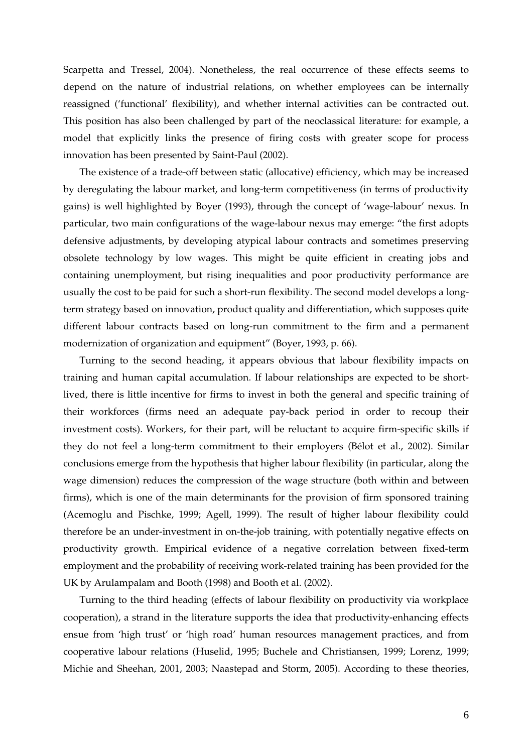Scarpetta and Tressel, 2004). Nonetheless, the real occurrence of these effects seems to depend on the nature of industrial relations, on whether employees can be internally reassigned ('functional' flexibility), and whether internal activities can be contracted out. This position has also been challenged by part of the neoclassical literature: for example, a model that explicitly links the presence of firing costs with greater scope for process innovation has been presented by Saint-Paul (2002).

The existence of a trade-off between static (allocative) efficiency, which may be increased by deregulating the labour market, and long-term competitiveness (in terms of productivity gains) is well highlighted by Boyer (1993), through the concept of 'wage-labour' nexus. In particular, two main configurations of the wage-labour nexus may emerge: "the first adopts defensive adjustments, by developing atypical labour contracts and sometimes preserving obsolete technology by low wages. This might be quite efficient in creating jobs and containing unemployment, but rising inequalities and poor productivity performance are usually the cost to be paid for such a short-run flexibility. The second model develops a long-term strategy based on innovation, product quality and differentiation, which supposes quite different labour contracts based on long-run commitment to the firm and a permanent modernization of organization and equipment" (Boyer, 1993, p. 66).

Turning to the second heading, it appears obvious that labour flexibility impacts on training and human capital accumulation. If labour relationships are expected to be short-lived, there is little incentive for firms to invest in both the general and specific training of their workforces (firms need an adequate pay-back period in order to recoup their investment costs). Workers, for their part, will be reluctant to acquire firm-specific skills if they do not feel a long-term commitment to their employers (Bélot et al., 2002). Similar conclusions emerge from the hypothesis that higher labour flexibility (in particular, along the wage dimension) reduces the compression of the wage structure (both within and between firms), which is one of the main determinants for the provision of firm sponsored training (Acemoglu and Pischke, 1999; Agell, 1999). The result of higher labour flexibility could therefore be an under-investment in on-the-job training, with potentially negative effects on productivity growth. Empirical evidence of a negative correlation between fixed-term employment and the probability of receiving work-related training has been provided for the UK by Arulampalam and Booth (1998) and Booth et al. (2002).

Turning to the third heading (effects of labour flexibility on productivity via workplace cooperation), a strand in the literature supports the idea that productivity-enhancing effects ensue from 'high trust' or 'high road' human resources management practices, and from cooperative labour relations (Huselid, 1995; Buchele and Christiansen, 1999; Lorenz, 1999; Michie and Sheehan, 2001, 2003; Naastepad and Storm, 2005). According to these theories,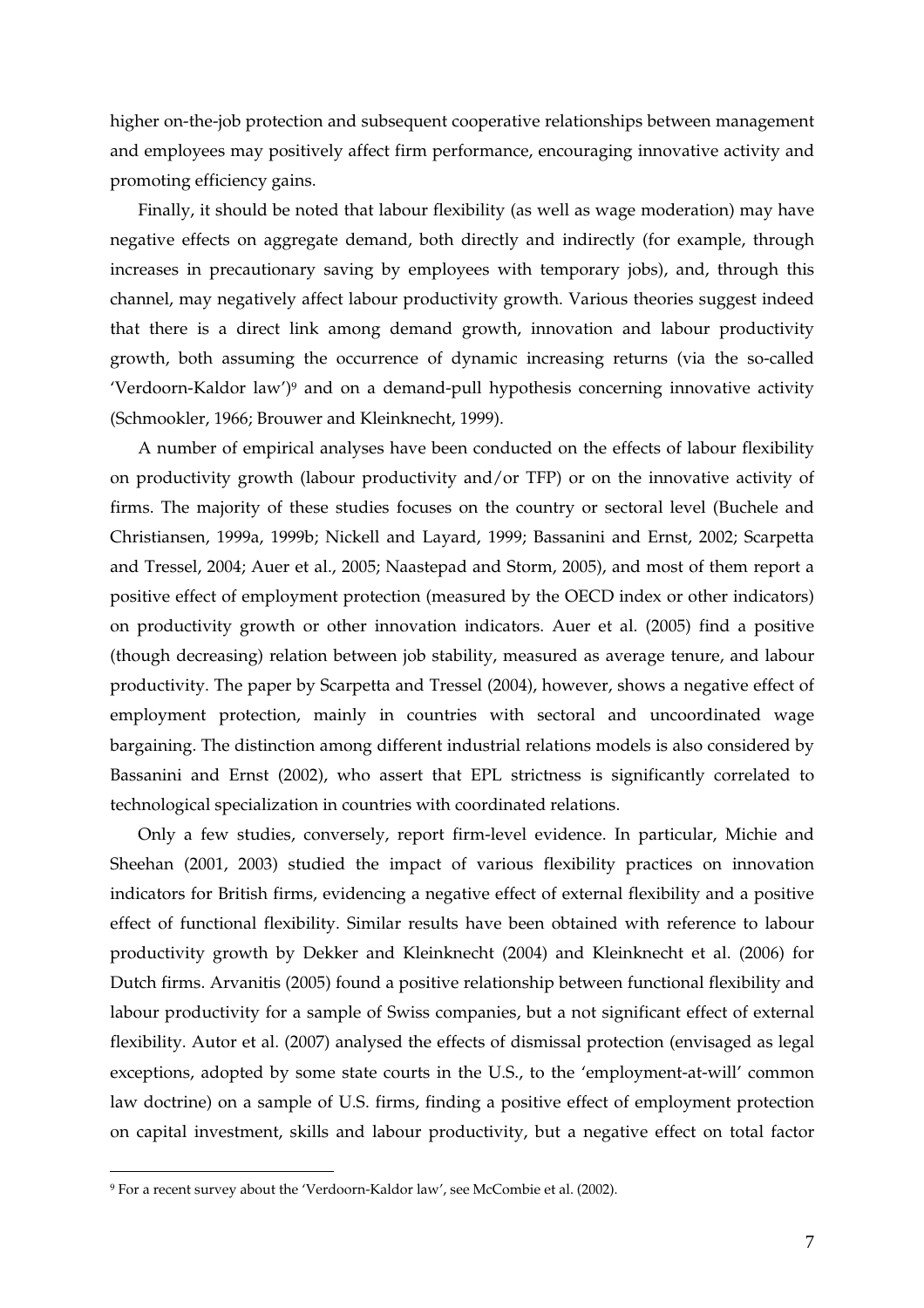higher on-the-job protection and subsequent cooperative relationships between management and employees may positively affect firm performance, encouraging innovative activity and promoting efficiency gains.

Finally, it should be noted that labour flexibility (as well as wage moderation) may have negative effects on aggregate demand, both directly and indirectly (for example, through increases in precautionary saving by employees with temporary jobs), and, through this channel, may negatively affect labour productivity growth. Various theories suggest indeed that there is a direct link among demand growth, innovation and labour productivity growth, both assuming the occurrence of dynamic increasing returns (via the so-called 'Verdoorn-Kaldor law')[9] and on a demand-pull hypothesis concerning innovative activity (Schmookler, 1966; Brouwer and Kleinknecht, 1999).

A number of empirical analyses have been conducted on the effects of labour flexibility on productivity growth (labour productivity and/or TFP) or on the innovative activity of firms. The majority of these studies focuses on the country or sectoral level (Buchele and Christiansen, 1999a, 1999b; Nickell and Layard, 1999; Bassanini and Ernst, 2002; Scarpetta and Tressel, 2004; Auer et al., 2005; Naastepad and Storm, 2005), and most of them report a positive effect of employment protection (measured by the OECD index or other indicators) on productivity growth or other innovation indicators. Auer et al. (2005) find a positive (though decreasing) relation between job stability, measured as average tenure, and labour productivity. The paper by Scarpetta and Tressel (2004), however, shows a negative effect of employment protection, mainly in countries with sectoral and uncoordinated wage bargaining. The distinction among different industrial relations models is also considered by Bassanini and Ernst (2002), who assert that EPL strictness is significantly correlated to technological specialization in countries with coordinated relations.

Only a few studies, conversely, report firm-level evidence. In particular, Michie and Sheehan (2001, 2003) studied the impact of various flexibility practices on innovation indicators for British firms, evidencing a negative effect of external flexibility and a positive effect of functional flexibility. Similar results have been obtained with reference to labour productivity growth by Dekker and Kleinknecht (2004) and Kleinknecht et al. (2006) for Dutch firms. Arvanitis (2005) found a positive relationship between functional flexibility and labour productivity for a sample of Swiss companies, but a not significant effect of external flexibility. Autor et al. (2007) analysed the effects of dismissal protection (envisaged as legal exceptions, adopted by some state courts in the U.S., to the 'employment-at-will' common law doctrine) on a sample of U.S. firms, finding a positive effect of employment protection on capital investment, skills and labour productivity, but a negative effect on total factor

[9] For a recent survey about the 'Verdoorn-Kaldor law', see McCombie et al. (2002).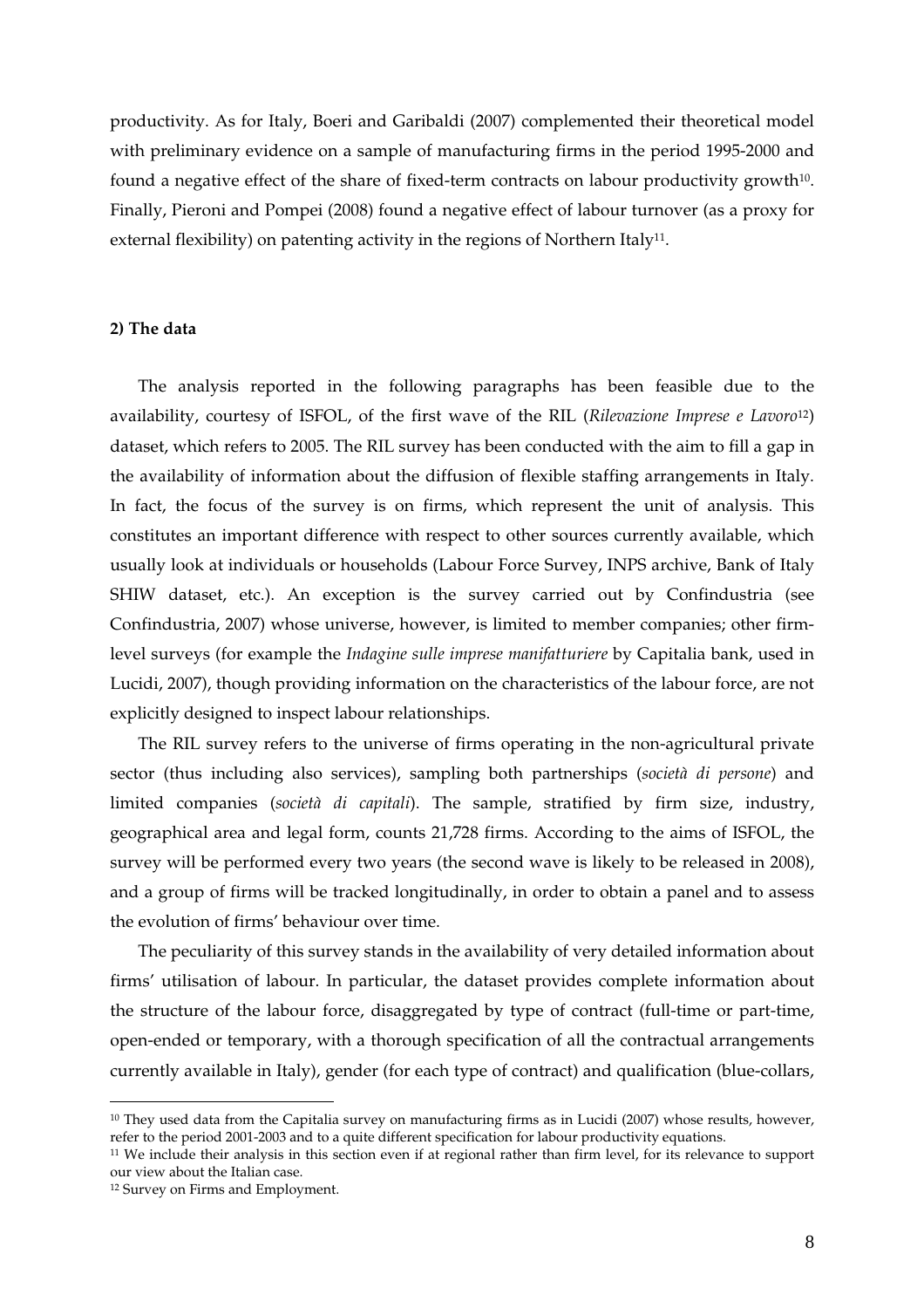productivity. As for Italy, Boeri and Garibaldi (2007) complemented their theoretical model with preliminary evidence on a sample of manufacturing firms in the period 1995-2000 and found a negative effect of the share of fixed-term contracts on labour productivity growth[10]. Finally, Pieroni and Pompei (2008) found a negative effect of labour turnover (as a proxy for external flexibility) on patenting activity in the regions of Northern Italy[11].

## 2) The data

The analysis reported in the following paragraphs has been feasible due to the availability, courtesy of ISFOL, of the first wave of the RIL (*Rilevazione Imprese e Lavoro*[12]) dataset, which refers to 2005. The RIL survey has been conducted with the aim to fill a gap in the availability of information about the diffusion of flexible staffing arrangements in Italy. In fact, the focus of the survey is on firms, which represent the unit of analysis. This constitutes an important difference with respect to other sources currently available, which usually look at individuals or households (Labour Force Survey, INPS archive, Bank of Italy SHIW dataset, etc.). An exception is the survey carried out by Confindustria (see Confindustria, 2007) whose universe, however, is limited to member companies; other firm-level surveys (for example the *Indagine sulle imprese manifatturiere* by Capitalia bank, used in Lucidi, 2007), though providing information on the characteristics of the labour force, are not explicitly designed to inspect labour relationships.

The RIL survey refers to the universe of firms operating in the non-agricultural private sector (thus including also services), sampling both partnerships (*società di persone*) and limited companies (*società di capitali*). The sample, stratified by firm size, industry, geographical area and legal form, counts 21,728 firms. According to the aims of ISFOL, the survey will be performed every two years (the second wave is likely to be released in 2008), and a group of firms will be tracked longitudinally, in order to obtain a panel and to assess the evolution of firms' behaviour over time.

The peculiarity of this survey stands in the availability of very detailed information about firms' utilisation of labour. In particular, the dataset provides complete information about the structure of the labour force, disaggregated by type of contract (full-time or part-time, open-ended or temporary, with a thorough specification of all the contractual arrangements currently available in Italy), gender (for each type of contract) and qualification (blue-collars,

---

[10] They used data from the Capitalia survey on manufacturing firms as in Lucidi (2007) whose results, however, refer to the period 2001-2003 and to a quite different specification for labour productivity equations.

[11] We include their analysis in this section even if at regional rather than firm level, for its relevance to support our view about the Italian case.

[12] Survey on Firms and Employment.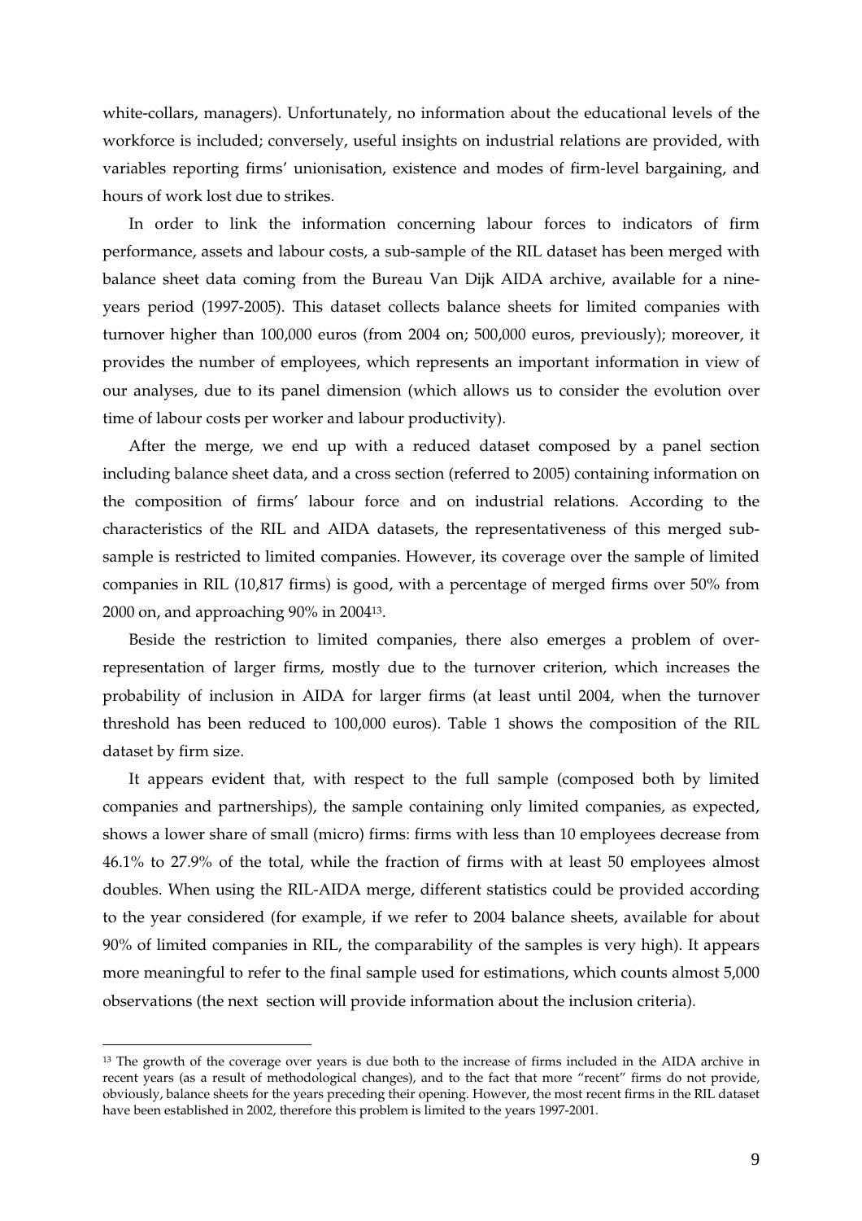white-collars, managers). Unfortunately, no information about the educational levels of the workforce is included; conversely, useful insights on industrial relations are provided, with variables reporting firms' unionisation, existence and modes of firm-level bargaining, and hours of work lost due to strikes.

In order to link the information concerning labour forces to indicators of firm performance, assets and labour costs, a sub-sample of the RIL dataset has been merged with balance sheet data coming from the Bureau Van Dijk AIDA archive, available for a nine-years period (1997-2005). This dataset collects balance sheets for limited companies with turnover higher than 100,000 euros (from 2004 on; 500,000 euros, previously); moreover, it provides the number of employees, which represents an important information in view of our analyses, due to its panel dimension (which allows us to consider the evolution over time of labour costs per worker and labour productivity).

After the merge, we end up with a reduced dataset composed by a panel section including balance sheet data, and a cross section (referred to 2005) containing information on the composition of firms' labour force and on industrial relations. According to the characteristics of the RIL and AIDA datasets, the representativeness of this merged sub-sample is restricted to limited companies. However, its coverage over the sample of limited companies in RIL (10,817 firms) is good, with a percentage of merged firms over 50% from 2000 on, and approaching 90% in 2004[13].

Beside the restriction to limited companies, there also emerges a problem of over-representation of larger firms, mostly due to the turnover criterion, which increases the probability of inclusion in AIDA for larger firms (at least until 2004, when the turnover threshold has been reduced to 100,000 euros). Table 1 shows the composition of the RIL dataset by firm size.

It appears evident that, with respect to the full sample (composed both by limited companies and partnerships), the sample containing only limited companies, as expected, shows a lower share of small (micro) firms: firms with less than 10 employees decrease from 46.1% to 27.9% of the total, while the fraction of firms with at least 50 employees almost doubles. When using the RIL-AIDA merge, different statistics could be provided according to the year considered (for example, if we refer to 2004 balance sheets, available for about 90% of limited companies in RIL, the comparability of the samples is very high). It appears more meaningful to refer to the final sample used for estimations, which counts almost 5,000 observations (the next section will provide information about the inclusion criteria).

[13] The growth of the coverage over years is due both to the increase of firms included in the AIDA archive in recent years (as a result of methodological changes), and to the fact that more "recent" firms do not provide, obviously, balance sheets for the years preceding their opening. However, the most recent firms in the RIL dataset have been established in 2002, therefore this problem is limited to the years 1997-2001.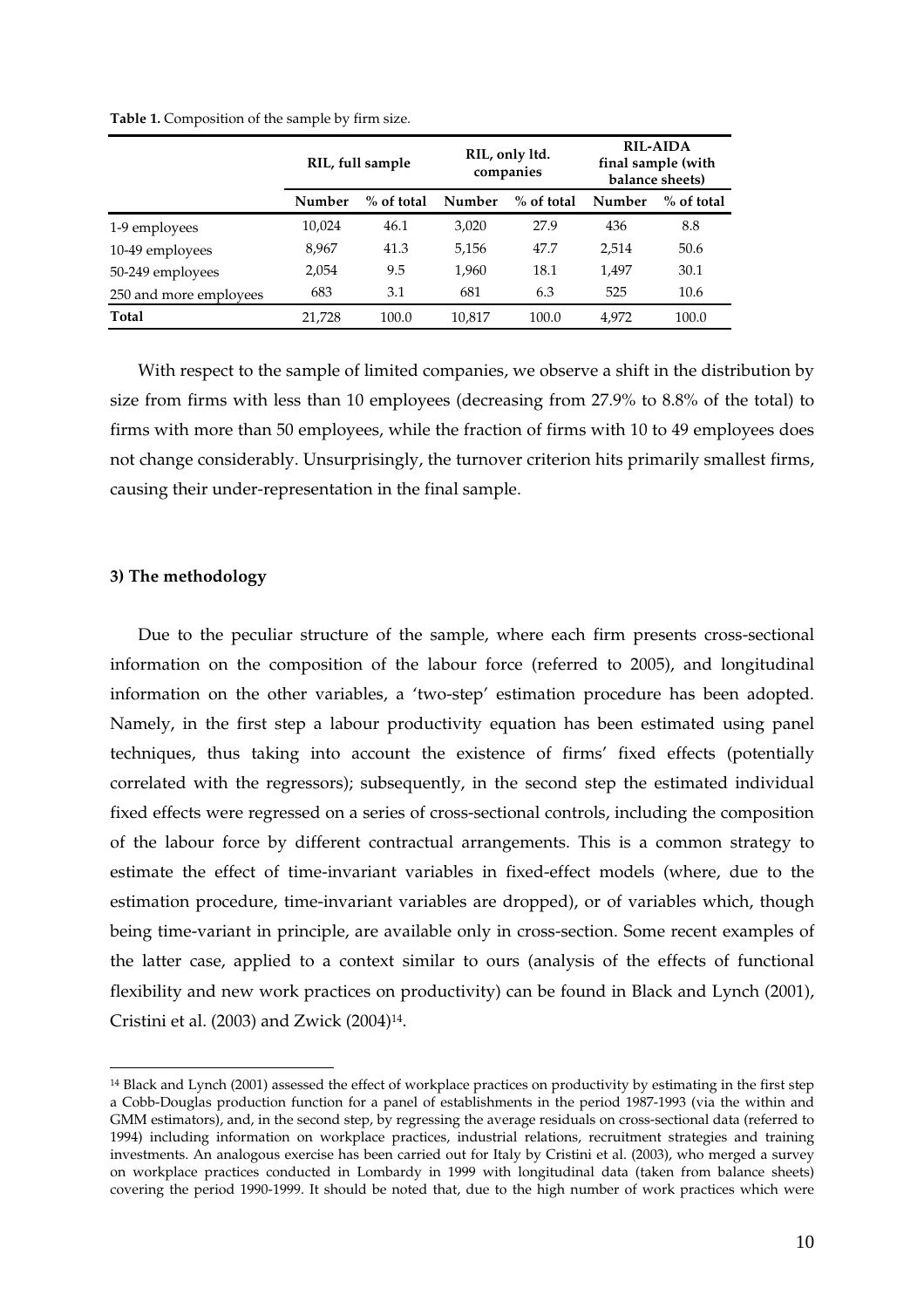**Table 1.** Composition of the sample by firm size.

| | RIL, full sample | | RIL, only ltd. companies | | RIL-AIDA final sample (with balance sheets) | |
|---|---|---|---|---|---|---|
| | Number | % of total | Number | % of total | Number | % of total |
| 1-9 employees | 10,024 | 46.1 | 3,020 | 27.9 | 436 | 8.8 |
| 10-49 employees | 8,967 | 41.3 | 5,156 | 47.7 | 2,514 | 50.6 |
| 50-249 employees | 2,054 | 9.5 | 1,960 | 18.1 | 1,497 | 30.1 |
| 250 and more employees | 683 | 3.1 | 681 | 6.3 | 525 | 10.6 |
| **Total** | 21,728 | 100.0 | 10,817 | 100.0 | 4,972 | 100.0 |

With respect to the sample of limited companies, we observe a shift in the distribution by size from firms with less than 10 employees (decreasing from 27.9% to 8.8% of the total) to firms with more than 50 employees, while the fraction of firms with 10 to 49 employees does not change considerably. Unsurprisingly, the turnover criterion hits primarily smallest firms, causing their under-representation in the final sample.

### 3) The methodology

Due to the peculiar structure of the sample, where each firm presents cross-sectional information on the composition of the labour force (referred to 2005), and longitudinal information on the other variables, a 'two-step' estimation procedure has been adopted. Namely, in the first step a labour productivity equation has been estimated using panel techniques, thus taking into account the existence of firms' fixed effects (potentially correlated with the regressors); subsequently, in the second step the estimated individual fixed effects were regressed on a series of cross-sectional controls, including the composition of the labour force by different contractual arrangements. This is a common strategy to estimate the effect of time-invariant variables in fixed-effect models (where, due to the estimation procedure, time-invariant variables are dropped), or of variables which, though being time-variant in principle, are available only in cross-section. Some recent examples of the latter case, applied to a context similar to ours (analysis of the effects of functional flexibility and new work practices on productivity) can be found in Black and Lynch (2001), Cristini et al. (2003) and Zwick (2004)[14].

[14] Black and Lynch (2001) assessed the effect of workplace practices on productivity by estimating in the first step a Cobb-Douglas production function for a panel of establishments in the period 1987-1993 (via the within and GMM estimators), and, in the second step, by regressing the average residuals on cross-sectional data (referred to 1994) including information on workplace practices, industrial relations, recruitment strategies and training investments. An analogous exercise has been carried out for Italy by Cristini et al. (2003), who merged a survey on workplace practices conducted in Lombardy in 1999 with longitudinal data (taken from balance sheets) covering the period 1990-1999. It should be noted that, due to the high number of work practices which were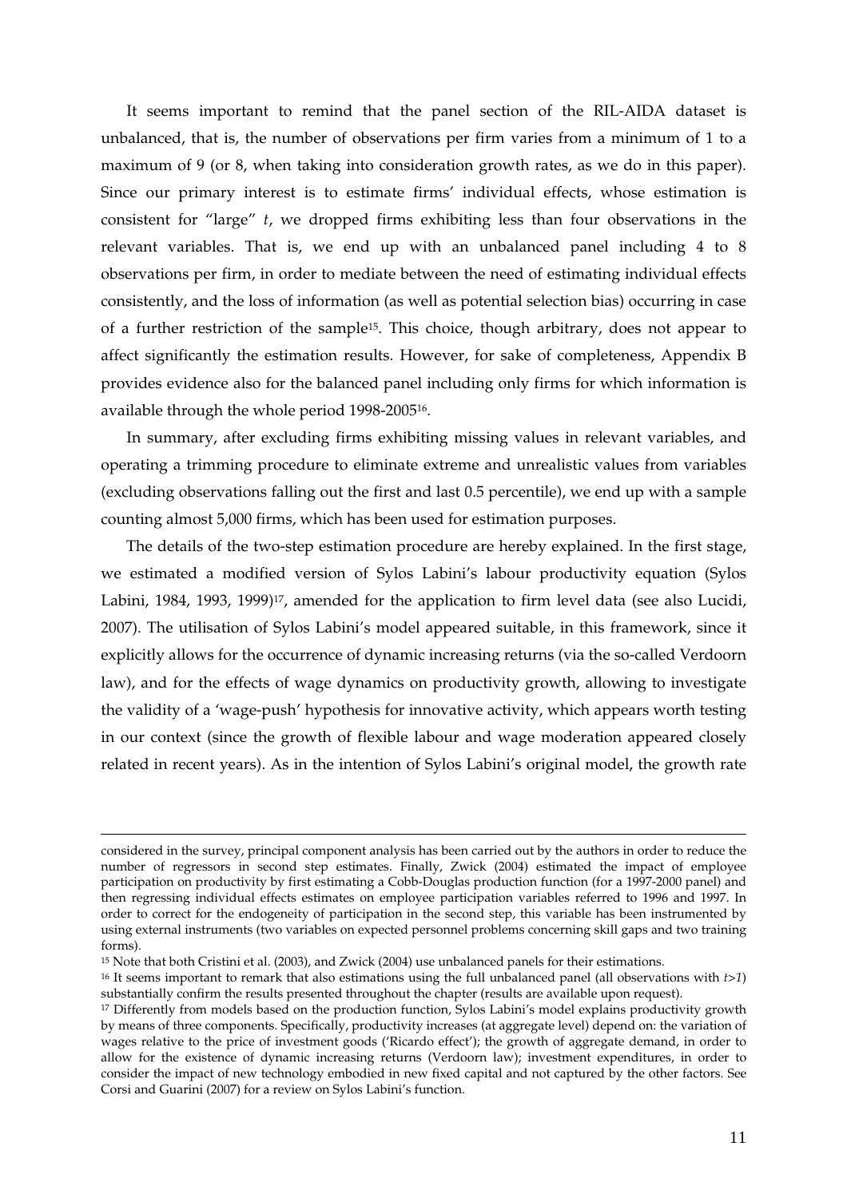It seems important to remind that the panel section of the RIL-AIDA dataset is unbalanced, that is, the number of observations per firm varies from a minimum of 1 to a maximum of 9 (or 8, when taking into consideration growth rates, as we do in this paper). Since our primary interest is to estimate firms' individual effects, whose estimation is consistent for "large" *t*, we dropped firms exhibiting less than four observations in the relevant variables. That is, we end up with an unbalanced panel including 4 to 8 observations per firm, in order to mediate between the need of estimating individual effects consistently, and the loss of information (as well as potential selection bias) occurring in case of a further restriction of the sample[15]. This choice, though arbitrary, does not appear to affect significantly the estimation results. However, for sake of completeness, Appendix B provides evidence also for the balanced panel including only firms for which information is available through the whole period 1998-2005[16].

In summary, after excluding firms exhibiting missing values in relevant variables, and operating a trimming procedure to eliminate extreme and unrealistic values from variables (excluding observations falling out the first and last 0.5 percentile), we end up with a sample counting almost 5,000 firms, which has been used for estimation purposes.

The details of the two-step estimation procedure are hereby explained. In the first stage, we estimated a modified version of Sylos Labini's labour productivity equation (Sylos Labini, 1984, 1993, 1999)[17], amended for the application to firm level data (see also Lucidi, 2007). The utilisation of Sylos Labini's model appeared suitable, in this framework, since it explicitly allows for the occurrence of dynamic increasing returns (via the so-called Verdoorn law), and for the effects of wage dynamics on productivity growth, allowing to investigate the validity of a 'wage-push' hypothesis for innovative activity, which appears worth testing in our context (since the growth of flexible labour and wage moderation appeared closely related in recent years). As in the intention of Sylos Labini's original model, the growth rate

---

considered in the survey, principal component analysis has been carried out by the authors in order to reduce the number of regressors in second step estimates. Finally, Zwick (2004) estimated the impact of employee participation on productivity by first estimating a Cobb-Douglas production function (for a 1997-2000 panel) and then regressing individual effects estimates on employee participation variables referred to 1996 and 1997. In order to correct for the endogeneity of participation in the second step, this variable has been instrumented by using external instruments (two variables on expected personnel problems concerning skill gaps and two training forms).

[15] Note that both Cristini et al. (2003), and Zwick (2004) use unbalanced panels for their estimations.

[16] It seems important to remark that also estimations using the full unbalanced panel (all observations with $t>1$) substantially confirm the results presented throughout the chapter (results are available upon request).

[17] Differently from models based on the production function, Sylos Labini's model explains productivity growth by means of three components. Specifically, productivity increases (at aggregate level) depend on: the variation of wages relative to the price of investment goods ('Ricardo effect'); the growth of aggregate demand, in order to allow for the existence of dynamic increasing returns (Verdoorn law); investment expenditures, in order to consider the impact of new technology embodied in new fixed capital and not captured by the other factors. See Corsi and Guarini (2007) for a review on Sylos Labini's function.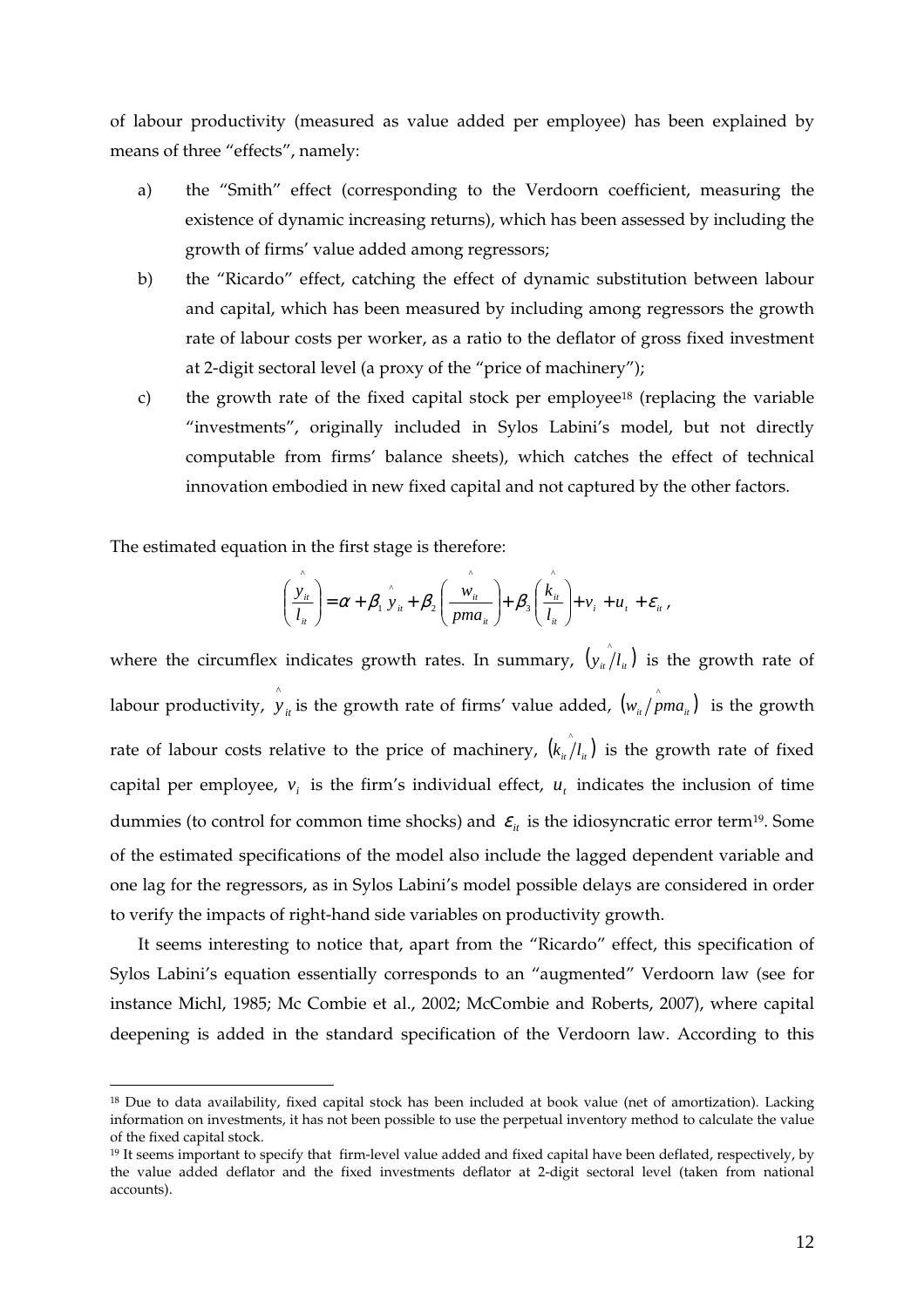of labour productivity (measured as value added per employee) has been explained by means of three "effects", namely:

a) the "Smith" effect (corresponding to the Verdoorn coefficient, measuring the existence of dynamic increasing returns), which has been assessed by including the growth of firms' value added among regressors;

b) the "Ricardo" effect, catching the effect of dynamic substitution between labour and capital, which has been measured by including among regressors the growth rate of labour costs per worker, as a ratio to the deflator of gross fixed investment at 2-digit sectoral level (a proxy of the "price of machinery");

c) the growth rate of the fixed capital stock per employee[18] (replacing the variable "investments", originally included in Sylos Labini's model, but not directly computable from firms' balance sheets), which catches the effect of technical innovation embodied in new fixed capital and not captured by the other factors.

The estimated equation in the first stage is therefore:

$$\left(\frac{y_{it}}{l_{it}}\right)^{\wedge} = \alpha + \beta_1 \hat{y}_{it} + \beta_2 \left(\frac{w_{it}}{pma_{it}}\right)^{\wedge} + \beta_3 \left(\frac{k_{it}}{l_{it}}\right)^{\wedge} + v_i + u_t + \varepsilon_{it},$$

where the circumflex indicates growth rates. In summary, $\left(y_{it}/l_{it}\right)^{\wedge}$ is the growth rate of labour productivity, $\hat{y}_{it}$ is the growth rate of firms' value added, $\left(w_{it}/pma_{it}\right)^{\wedge}$ is the growth rate of labour costs relative to the price of machinery, $\left(k_{it}/l_{it}\right)^{\wedge}$ is the growth rate of fixed capital per employee, $v_i$ is the firm's individual effect, $u_t$ indicates the inclusion of time dummies (to control for common time shocks) and $\varepsilon_{it}$ is the idiosyncratic error term[19]. Some of the estimated specifications of the model also include the lagged dependent variable and one lag for the regressors, as in Sylos Labini's model possible delays are considered in order to verify the impacts of right-hand side variables on productivity growth.

It seems interesting to notice that, apart from the "Ricardo" effect, this specification of Sylos Labini's equation essentially corresponds to an "augmented" Verdoorn law (see for instance Michl, 1985; Mc Combie et al., 2002; McCombie and Roberts, 2007), where capital deepening is added in the standard specification of the Verdoorn law. According to this

[18] Due to data availability, fixed capital stock has been included at book value (net of amortization). Lacking information on investments, it has not been possible to use the perpetual inventory method to calculate the value of the fixed capital stock.

[19] It seems important to specify that firm-level value added and fixed capital have been deflated, respectively, by the value added deflator and the fixed investments deflator at 2-digit sectoral level (taken from national accounts).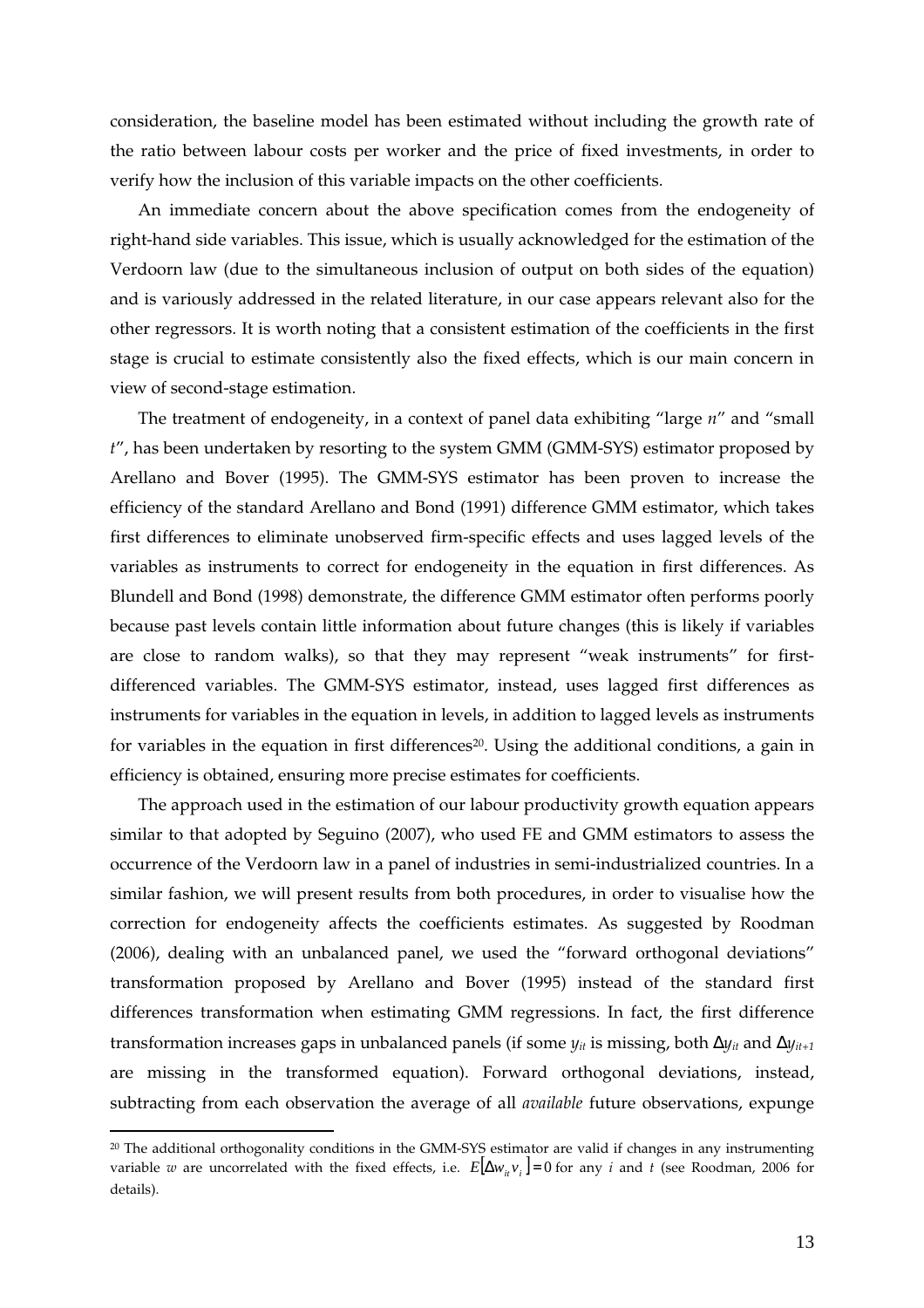consideration, the baseline model has been estimated without including the growth rate of the ratio between labour costs per worker and the price of fixed investments, in order to verify how the inclusion of this variable impacts on the other coefficients.

An immediate concern about the above specification comes from the endogeneity of right-hand side variables. This issue, which is usually acknowledged for the estimation of the Verdoorn law (due to the simultaneous inclusion of output on both sides of the equation) and is variously addressed in the related literature, in our case appears relevant also for the other regressors. It is worth noting that a consistent estimation of the coefficients in the first stage is crucial to estimate consistently also the fixed effects, which is our main concern in view of second-stage estimation.

The treatment of endogeneity, in a context of panel data exhibiting "large $n$" and "small $t$", has been undertaken by resorting to the system GMM (GMM-SYS) estimator proposed by Arellano and Bover (1995). The GMM-SYS estimator has been proven to increase the efficiency of the standard Arellano and Bond (1991) difference GMM estimator, which takes first differences to eliminate unobserved firm-specific effects and uses lagged levels of the variables as instruments to correct for endogeneity in the equation in first differences. As Blundell and Bond (1998) demonstrate, the difference GMM estimator often performs poorly because past levels contain little information about future changes (this is likely if variables are close to random walks), so that they may represent "weak instruments" for first-differenced variables. The GMM-SYS estimator, instead, uses lagged first differences as instruments for variables in the equation in levels, in addition to lagged levels as instruments for variables in the equation in first differences[20]. Using the additional conditions, a gain in efficiency is obtained, ensuring more precise estimates for coefficients.

The approach used in the estimation of our labour productivity growth equation appears similar to that adopted by Seguino (2007), who used FE and GMM estimators to assess the occurrence of the Verdoorn law in a panel of industries in semi-industrialized countries. In a similar fashion, we will present results from both procedures, in order to visualise how the correction for endogeneity affects the coefficients estimates. As suggested by Roodman (2006), dealing with an unbalanced panel, we used the "forward orthogonal deviations" transformation proposed by Arellano and Bover (1995) instead of the standard first differences transformation when estimating GMM regressions. In fact, the first difference transformation increases gaps in unbalanced panels (if some $y_{it}$ is missing, both $\Delta y_{it}$ and $\Delta y_{it+1}$ are missing in the transformed equation). Forward orthogonal deviations, instead, subtracting from each observation the average of all *available* future observations, expunge

---

[20] The additional orthogonality conditions in the GMM-SYS estimator are valid if changes in any instrumenting variable $w$ are uncorrelated with the fixed effects, i.e. $E[\Delta w_{it} v_i] = 0$ for any $i$ and $t$ (see Roodman, 2006 for details).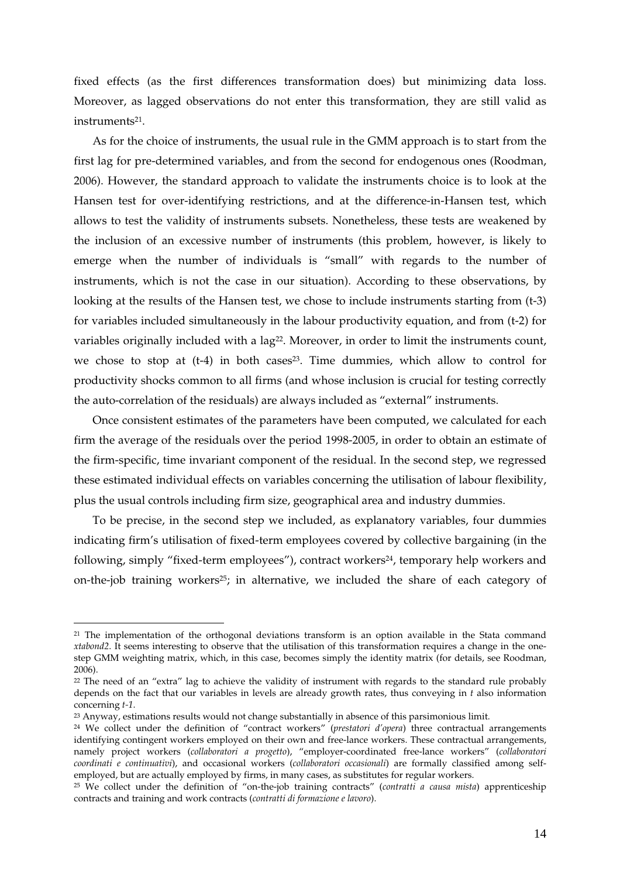fixed effects (as the first differences transformation does) but minimizing data loss. Moreover, as lagged observations do not enter this transformation, they are still valid as instruments[21].

As for the choice of instruments, the usual rule in the GMM approach is to start from the first lag for pre-determined variables, and from the second for endogenous ones (Roodman, 2006). However, the standard approach to validate the instruments choice is to look at the Hansen test for over-identifying restrictions, and at the difference-in-Hansen test, which allows to test the validity of instruments subsets. Nonetheless, these tests are weakened by the inclusion of an excessive number of instruments (this problem, however, is likely to emerge when the number of individuals is "small" with regards to the number of instruments, which is not the case in our situation). According to these observations, by looking at the results of the Hansen test, we chose to include instruments starting from (t-3) for variables included simultaneously in the labour productivity equation, and from (t-2) for variables originally included with a lag[22]. Moreover, in order to limit the instruments count, we chose to stop at (t-4) in both cases[23]. Time dummies, which allow to control for productivity shocks common to all firms (and whose inclusion is crucial for testing correctly the auto-correlation of the residuals) are always included as "external" instruments.

Once consistent estimates of the parameters have been computed, we calculated for each firm the average of the residuals over the period 1998-2005, in order to obtain an estimate of the firm-specific, time invariant component of the residual. In the second step, we regressed these estimated individual effects on variables concerning the utilisation of labour flexibility, plus the usual controls including firm size, geographical area and industry dummies.

To be precise, in the second step we included, as explanatory variables, four dummies indicating firm's utilisation of fixed-term employees covered by collective bargaining (in the following, simply "fixed-term employees"), contract workers[24], temporary help workers and on-the-job training workers[25]; in alternative, we included the share of each category of

---

[21] The implementation of the orthogonal deviations transform is an option available in the Stata command *xtabond2*. It seems interesting to observe that the utilisation of this transformation requires a change in the one-step GMM weighting matrix, which, in this case, becomes simply the identity matrix (for details, see Roodman, 2006).

[22] The need of an "extra" lag to achieve the validity of instrument with regards to the standard rule probably depends on the fact that our variables in levels are already growth rates, thus conveying in *t* also information concerning *t-1*.

[23] Anyway, estimations results would not change substantially in absence of this parsimonious limit.

[24] We collect under the definition of "contract workers" (*prestatori d'opera*) three contractual arrangements identifying contingent workers employed on their own and free-lance workers. These contractual arrangements, namely project workers (*collaboratori a progetto*), "employer-coordinated free-lance workers" (*collaboratori coordinati e continuativi*), and occasional workers (*collaboratori occasionali*) are formally classified among self-employed, but are actually employed by firms, in many cases, as substitutes for regular workers.

[25] We collect under the definition of "on-the-job training contracts" (*contratti a causa mista*) apprenticeship contracts and training and work contracts (*contratti di formazione e lavoro*).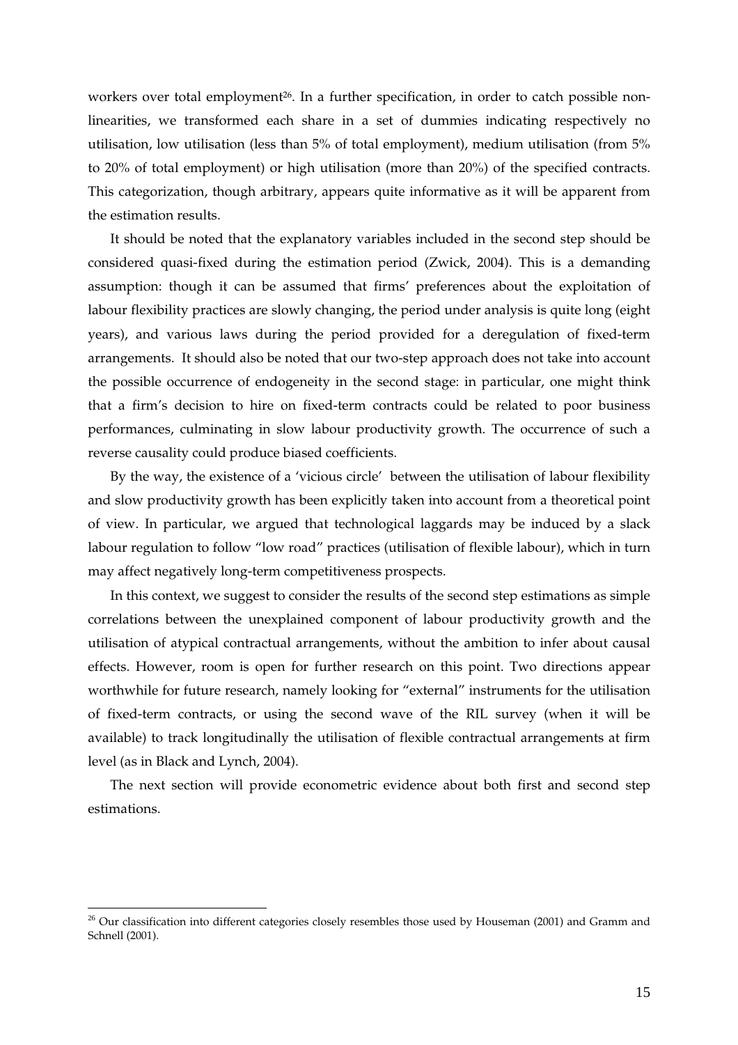workers over total employment[26]. In a further specification, in order to catch possible non-linearities, we transformed each share in a set of dummies indicating respectively no utilisation, low utilisation (less than 5% of total employment), medium utilisation (from 5% to 20% of total employment) or high utilisation (more than 20%) of the specified contracts. This categorization, though arbitrary, appears quite informative as it will be apparent from the estimation results.

It should be noted that the explanatory variables included in the second step should be considered quasi-fixed during the estimation period (Zwick, 2004). This is a demanding assumption: though it can be assumed that firms' preferences about the exploitation of labour flexibility practices are slowly changing, the period under analysis is quite long (eight years), and various laws during the period provided for a deregulation of fixed-term arrangements. It should also be noted that our two-step approach does not take into account the possible occurrence of endogeneity in the second stage: in particular, one might think that a firm's decision to hire on fixed-term contracts could be related to poor business performances, culminating in slow labour productivity growth. The occurrence of such a reverse causality could produce biased coefficients.

By the way, the existence of a 'vicious circle' between the utilisation of labour flexibility and slow productivity growth has been explicitly taken into account from a theoretical point of view. In particular, we argued that technological laggards may be induced by a slack labour regulation to follow "low road" practices (utilisation of flexible labour), which in turn may affect negatively long-term competitiveness prospects.

In this context, we suggest to consider the results of the second step estimations as simple correlations between the unexplained component of labour productivity growth and the utilisation of atypical contractual arrangements, without the ambition to infer about causal effects. However, room is open for further research on this point. Two directions appear worthwhile for future research, namely looking for "external" instruments for the utilisation of fixed-term contracts, or using the second wave of the RIL survey (when it will be available) to track longitudinally the utilisation of flexible contractual arrangements at firm level (as in Black and Lynch, 2004).

The next section will provide econometric evidence about both first and second step estimations.

[26] Our classification into different categories closely resembles those used by Houseman (2001) and Gramm and Schnell (2001).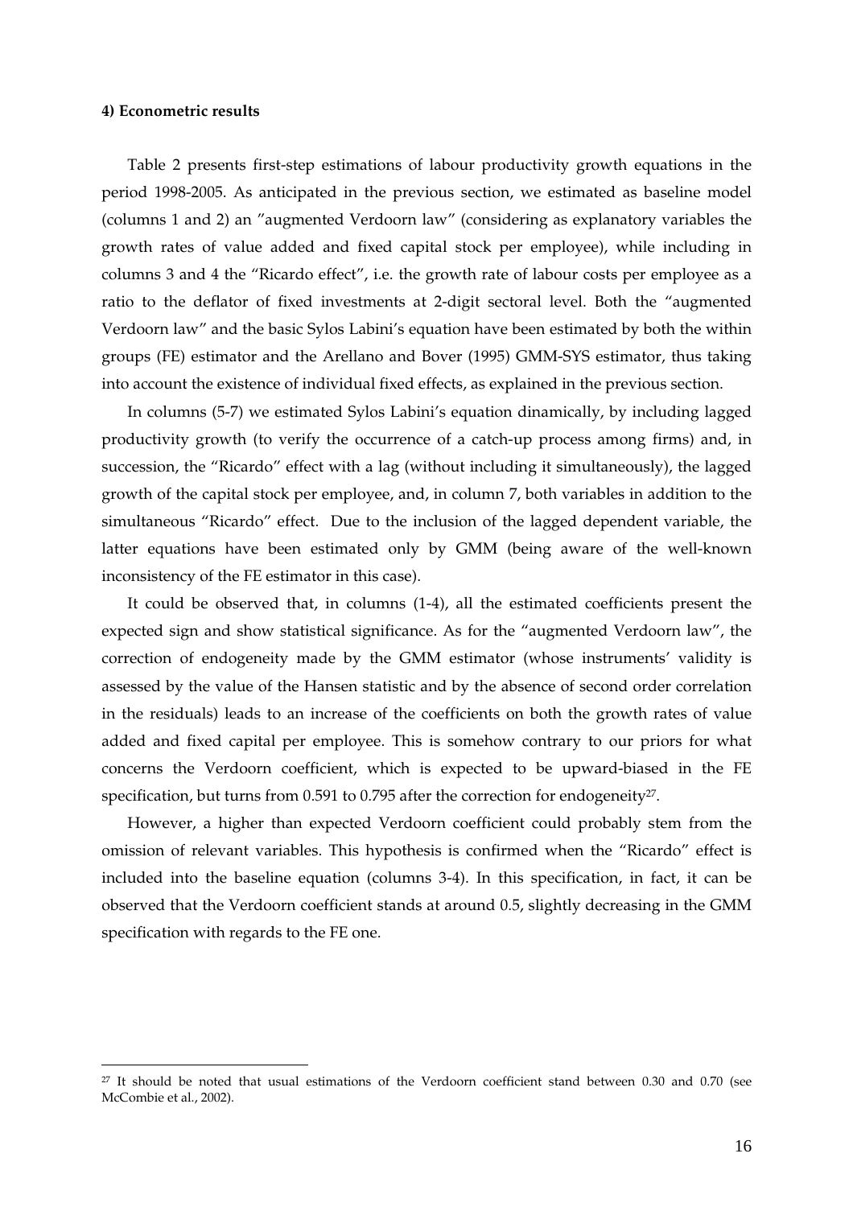#### 4) Econometric results

Table 2 presents first-step estimations of labour productivity growth equations in the period 1998-2005. As anticipated in the previous section, we estimated as baseline model (columns 1 and 2) an "augmented Verdoorn law" (considering as explanatory variables the growth rates of value added and fixed capital stock per employee), while including in columns 3 and 4 the "Ricardo effect", i.e. the growth rate of labour costs per employee as a ratio to the deflator of fixed investments at 2-digit sectoral level. Both the "augmented Verdoorn law" and the basic Sylos Labini's equation have been estimated by both the within groups (FE) estimator and the Arellano and Bover (1995) GMM-SYS estimator, thus taking into account the existence of individual fixed effects, as explained in the previous section.

In columns (5-7) we estimated Sylos Labini's equation dinamically, by including lagged productivity growth (to verify the occurrence of a catch-up process among firms) and, in succession, the "Ricardo" effect with a lag (without including it simultaneously), the lagged growth of the capital stock per employee, and, in column 7, both variables in addition to the simultaneous "Ricardo" effect. Due to the inclusion of the lagged dependent variable, the latter equations have been estimated only by GMM (being aware of the well-known inconsistency of the FE estimator in this case).

It could be observed that, in columns (1-4), all the estimated coefficients present the expected sign and show statistical significance. As for the "augmented Verdoorn law", the correction of endogeneity made by the GMM estimator (whose instruments' validity is assessed by the value of the Hansen statistic and by the absence of second order correlation in the residuals) leads to an increase of the coefficients on both the growth rates of value added and fixed capital per employee. This is somehow contrary to our priors for what concerns the Verdoorn coefficient, which is expected to be upward-biased in the FE specification, but turns from 0.591 to 0.795 after the correction for endogeneity[27].

However, a higher than expected Verdoorn coefficient could probably stem from the omission of relevant variables. This hypothesis is confirmed when the "Ricardo" effect is included into the baseline equation (columns 3-4). In this specification, in fact, it can be observed that the Verdoorn coefficient stands at around 0.5, slightly decreasing in the GMM specification with regards to the FE one.

---

[27] It should be noted that usual estimations of the Verdoorn coefficient stand between 0.30 and 0.70 (see McCombie et al., 2002).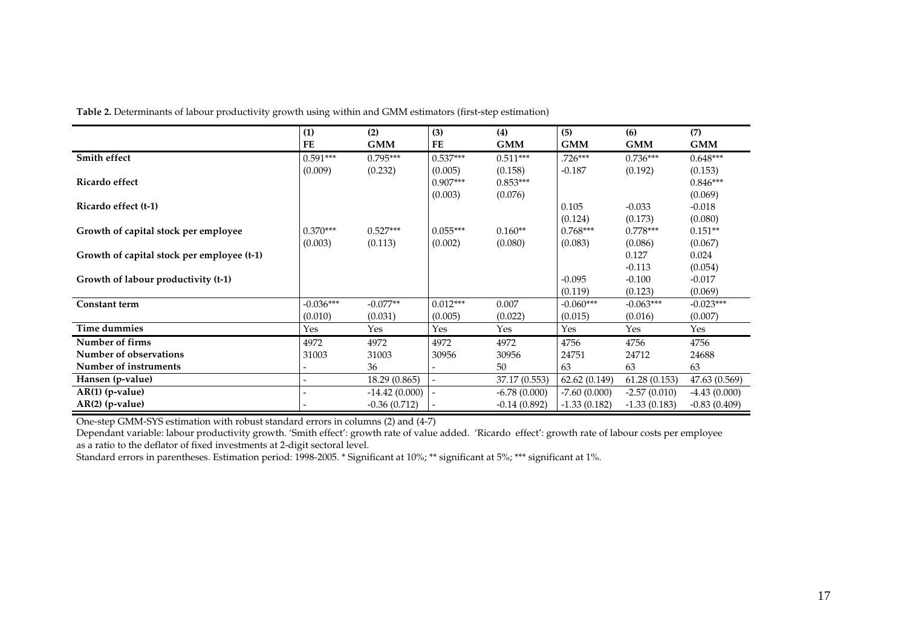**Table 2.** Determinants of labour productivity growth using within and GMM estimators (first-step estimation)

| | (1) FE | (2) GMM | (3) FE | (4) GMM | (5) GMM | (6) GMM | (7) GMM |
|---|---|---|---|---|---|---|---|
| **Smith effect** | 0.591*** | 0.795*** | 0.537*** | 0.511*** | .726*** | 0.736*** | 0.648*** |
| | (0.009) | (0.232) | (0.005) | (0.158) | -0.187 | (0.192) | (0.153) |
| **Ricardo effect** | | | 0.907*** | 0.853*** | | | 0.846*** |
| | | | (0.003) | (0.076) | | | (0.069) |
| **Ricardo effect (t-1)** | | | | | 0.105 | -0.033 | -0.018 |
| | | | | | (0.124) | (0.173) | (0.080) |
| **Growth of capital stock per employee** | 0.370*** | 0.527*** | 0.055*** | 0.160** | 0.768*** | 0.778*** | 0.151** |
| | (0.003) | (0.113) | (0.002) | (0.080) | (0.083) | (0.086) | (0.067) |
| **Growth of capital stock per employee (t-1)** | | | | | | 0.127 | 0.024 |
| | | | | | | -0.113 | (0.054) |
| **Growth of labour productivity (t-1)** | | | | | -0.095 | -0.100 | -0.017 |
| | | | | | (0.119) | (0.123) | (0.069) |
| **Constant term** | -0.036*** | -0.077** | 0.012*** | 0.007 | -0.060*** | -0.063*** | -0.023*** |
| | (0.010) | (0.031) | (0.005) | (0.022) | (0.015) | (0.016) | (0.007) |
| **Time dummies** | Yes | Yes | Yes | Yes | Yes | Yes | Yes |
| **Number of firms** | 4972 | 4972 | 4972 | 4972 | 4756 | 4756 | 4756 |
| **Number of observations** | 31003 | 31003 | 30956 | 30956 | 24751 | 24712 | 24688 |
| **Number of instruments** | - | 36 | - | 50 | 63 | 63 | 63 |
| **Hansen (p-value)** | - | 18.29 (0.865) | - | 37.17 (0.553) | 62.62 (0.149) | 61.28 (0.153) | 47.63 (0.569) |
| **AR(1) (p-value)** | - | -14.42 (0.000) | - | -6.78 (0.000) | -7.60 (0.000) | -2.57 (0.010) | -4.43 (0.000) |
| **AR(2) (p-value)** | - | -0.36 (0.712) | - | -0.14 (0.892) | -1.33 (0.182) | -1.33 (0.183) | -0.83 (0.409) |

One-step GMM-SYS estimation with robust standard errors in columns (2) and (4-7)

Dependant variable: labour productivity growth. 'Smith effect': growth rate of value added. 'Ricardo effect': growth rate of labour costs per employee as a ratio to the deflator of fixed investments at 2-digit sectoral level.

Standard errors in parentheses. Estimation period: 1998-2005. * Significant at 10%; ** significant at 5%; *** significant at 1%.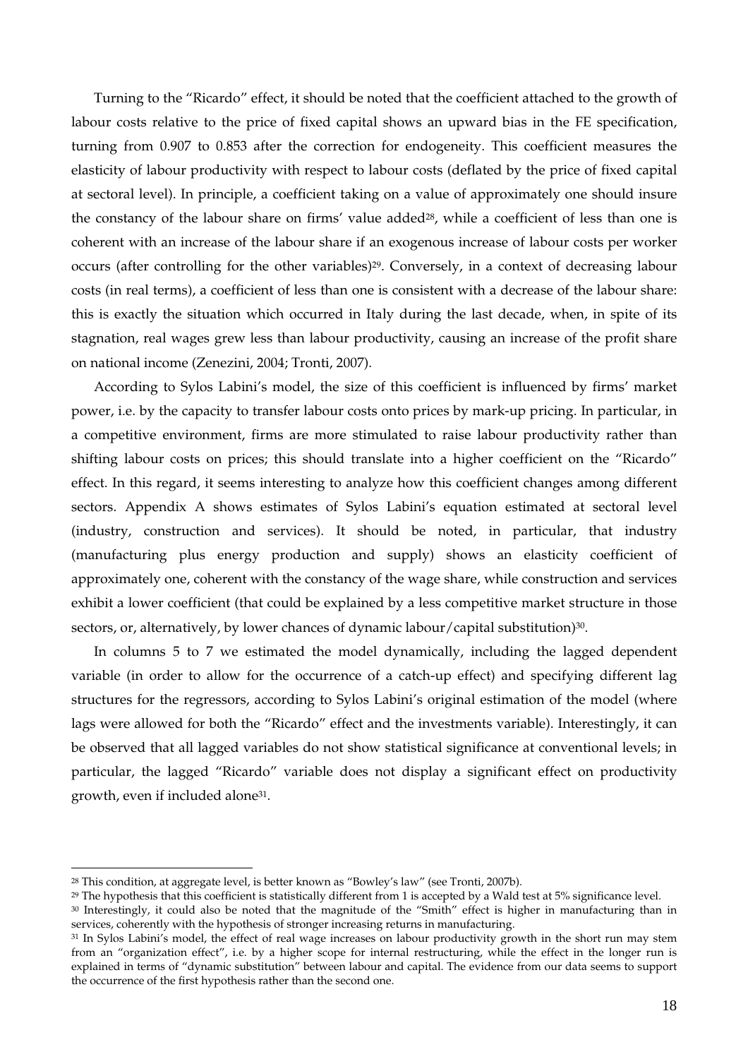Turning to the "Ricardo" effect, it should be noted that the coefficient attached to the growth of labour costs relative to the price of fixed capital shows an upward bias in the FE specification, turning from 0.907 to 0.853 after the correction for endogeneity. This coefficient measures the elasticity of labour productivity with respect to labour costs (deflated by the price of fixed capital at sectoral level). In principle, a coefficient taking on a value of approximately one should insure the constancy of the labour share on firms' value added[28], while a coefficient of less than one is coherent with an increase of the labour share if an exogenous increase of labour costs per worker occurs (after controlling for the other variables)[29]. Conversely, in a context of decreasing labour costs (in real terms), a coefficient of less than one is consistent with a decrease of the labour share: this is exactly the situation which occurred in Italy during the last decade, when, in spite of its stagnation, real wages grew less than labour productivity, causing an increase of the profit share on national income (Zenezini, 2004; Tronti, 2007).

According to Sylos Labini's model, the size of this coefficient is influenced by firms' market power, i.e. by the capacity to transfer labour costs onto prices by mark-up pricing. In particular, in a competitive environment, firms are more stimulated to raise labour productivity rather than shifting labour costs on prices; this should translate into a higher coefficient on the "Ricardo" effect. In this regard, it seems interesting to analyze how this coefficient changes among different sectors. Appendix A shows estimates of Sylos Labini's equation estimated at sectoral level (industry, construction and services). It should be noted, in particular, that industry (manufacturing plus energy production and supply) shows an elasticity coefficient of approximately one, coherent with the constancy of the wage share, while construction and services exhibit a lower coefficient (that could be explained by a less competitive market structure in those sectors, or, alternatively, by lower chances of dynamic labour/capital substitution)[30].

In columns 5 to 7 we estimated the model dynamically, including the lagged dependent variable (in order to allow for the occurrence of a catch-up effect) and specifying different lag structures for the regressors, according to Sylos Labini's original estimation of the model (where lags were allowed for both the "Ricardo" effect and the investments variable). Interestingly, it can be observed that all lagged variables do not show statistical significance at conventional levels; in particular, the lagged "Ricardo" variable does not display a significant effect on productivity growth, even if included alone[31].

---

[28] This condition, at aggregate level, is better known as "Bowley's law" (see Tronti, 2007b).

[29] The hypothesis that this coefficient is statistically different from 1 is accepted by a Wald test at 5% significance level.

[30] Interestingly, it could also be noted that the magnitude of the "Smith" effect is higher in manufacturing than in services, coherently with the hypothesis of stronger increasing returns in manufacturing.

[31] In Sylos Labini's model, the effect of real wage increases on labour productivity growth in the short run may stem from an "organization effect", i.e. by a higher scope for internal restructuring, while the effect in the longer run is explained in terms of "dynamic substitution" between labour and capital. The evidence from our data seems to support the occurrence of the first hypothesis rather than the second one.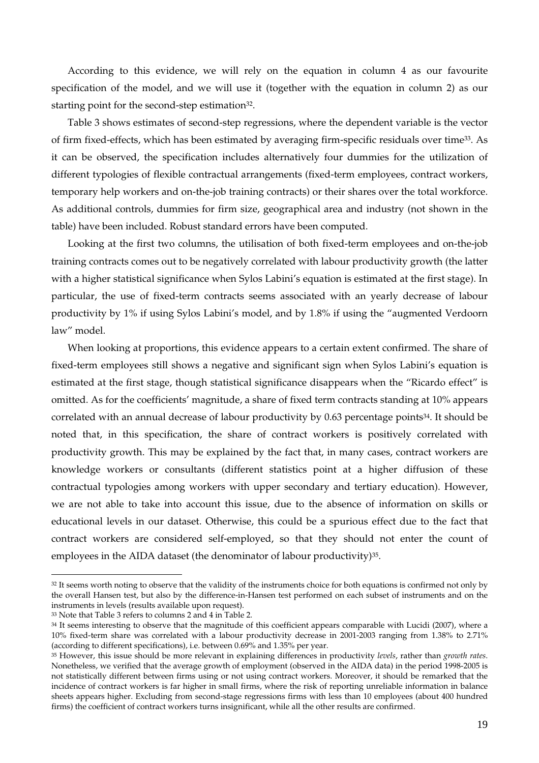According to this evidence, we will rely on the equation in column 4 as our favourite specification of the model, and we will use it (together with the equation in column 2) as our starting point for the second-step estimation[32].

Table 3 shows estimates of second-step regressions, where the dependent variable is the vector of firm fixed-effects, which has been estimated by averaging firm-specific residuals over time[33]. As it can be observed, the specification includes alternatively four dummies for the utilization of different typologies of flexible contractual arrangements (fixed-term employees, contract workers, temporary help workers and on-the-job training contracts) or their shares over the total workforce. As additional controls, dummies for firm size, geographical area and industry (not shown in the table) have been included. Robust standard errors have been computed.

Looking at the first two columns, the utilisation of both fixed-term employees and on-the-job training contracts comes out to be negatively correlated with labour productivity growth (the latter with a higher statistical significance when Sylos Labini's equation is estimated at the first stage). In particular, the use of fixed-term contracts seems associated with an yearly decrease of labour productivity by 1% if using Sylos Labini's model, and by 1.8% if using the "augmented Verdoorn law" model.

When looking at proportions, this evidence appears to a certain extent confirmed. The share of fixed-term employees still shows a negative and significant sign when Sylos Labini's equation is estimated at the first stage, though statistical significance disappears when the "Ricardo effect" is omitted. As for the coefficients' magnitude, a share of fixed term contracts standing at 10% appears correlated with an annual decrease of labour productivity by 0.63 percentage points[34]. It should be noted that, in this specification, the share of contract workers is positively correlated with productivity growth. This may be explained by the fact that, in many cases, contract workers are knowledge workers or consultants (different statistics point at a higher diffusion of these contractual typologies among workers with upper secondary and tertiary education). However, we are not able to take into account this issue, due to the absence of information on skills or educational levels in our dataset. Otherwise, this could be a spurious effect due to the fact that contract workers are considered self-employed, so that they should not enter the count of employees in the AIDA dataset (the denominator of labour productivity)[35].

---

[32] It seems worth noting to observe that the validity of the instruments choice for both equations is confirmed not only by the overall Hansen test, but also by the difference-in-Hansen test performed on each subset of instruments and on the instruments in levels (results available upon request).

[33] Note that Table 3 refers to columns 2 and 4 in Table 2.

[34] It seems interesting to observe that the magnitude of this coefficient appears comparable with Lucidi (2007), where a 10% fixed-term share was correlated with a labour productivity decrease in 2001-2003 ranging from 1.38% to 2.71% (according to different specifications), i.e. between 0.69% and 1.35% per year.

[35] However, this issue should be more relevant in explaining differences in productivity *levels*, rather than *growth rates*. Nonetheless, we verified that the average growth of employment (observed in the AIDA data) in the period 1998-2005 is not statistically different between firms using or not using contract workers. Moreover, it should be remarked that the incidence of contract workers is far higher in small firms, where the risk of reporting unreliable information in balance sheets appears higher. Excluding from second-stage regressions firms with less than 10 employees (about 400 hundred firms) the coefficient of contract workers turns insignificant, while all the other results are confirmed.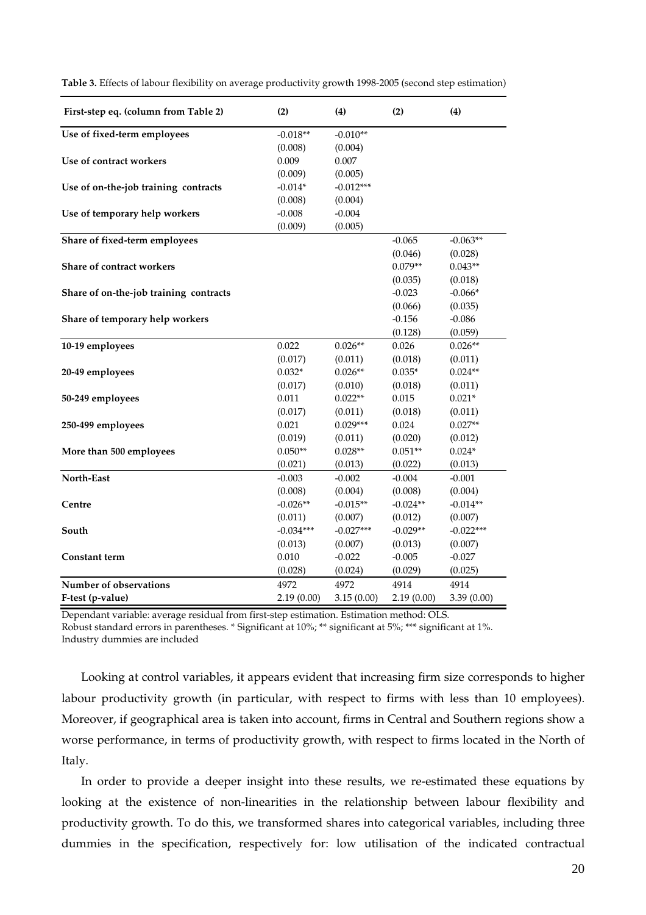**Table 3.** Effects of labour flexibility on average productivity growth 1998-2005 (second step estimation)

| First-step eq. (column from Table 2) | (2) | (4) | (2) | (4) |
|---|---|---|---|---|
| **Use of fixed-term employees** | -0.018** | -0.010** | | |
| | (0.008) | (0.004) | | |
| **Use of contract workers** | 0.009 | 0.007 | | |
| | (0.009) | (0.005) | | |
| **Use of on-the-job training contracts** | -0.014* | -0.012*** | | |
| | (0.008) | (0.004) | | |
| **Use of temporary help workers** | -0.008 | -0.004 | | |
| | (0.009) | (0.005) | | |
| **Share of fixed-term employees** | | | -0.065 | -0.063** |
| | | | (0.046) | (0.028) |
| **Share of contract workers** | | | 0.079** | 0.043** |
| | | | (0.035) | (0.018) |
| **Share of on-the-job training contracts** | | | -0.023 | -0.066* |
| | | | (0.066) | (0.035) |
| **Share of temporary help workers** | | | -0.156 | -0.086 |
| | | | (0.128) | (0.059) |
| **10-19 employees** | 0.022 | 0.026** | 0.026 | 0.026** |
| | (0.017) | (0.011) | (0.018) | (0.011) |
| **20-49 employees** | 0.032* | 0.026** | 0.035* | 0.024** |
| | (0.017) | (0.010) | (0.018) | (0.011) |
| **50-249 employees** | 0.011 | 0.022** | 0.015 | 0.021* |
| | (0.017) | (0.011) | (0.018) | (0.011) |
| **250-499 employees** | 0.021 | 0.029*** | 0.024 | 0.027** |
| | (0.019) | (0.011) | (0.020) | (0.012) |
| **More than 500 employees** | 0.050** | 0.028** | 0.051** | 0.024* |
| | (0.021) | (0.013) | (0.022) | (0.013) |
| **North-East** | -0.003 | -0.002 | -0.004 | -0.001 |
| | (0.008) | (0.004) | (0.008) | (0.004) |
| **Centre** | -0.026** | -0.015** | -0.024** | -0.014** |
| | (0.011) | (0.007) | (0.012) | (0.007) |
| **South** | -0.034*** | -0.027*** | -0.029** | -0.022*** |
| | (0.013) | (0.007) | (0.013) | (0.007) |
| **Constant term** | 0.010 | -0.022 | -0.005 | -0.027 |
| | (0.028) | (0.024) | (0.029) | (0.025) |
| **Number of observations** | 4972 | 4972 | 4914 | 4914 |
| **F-test (p-value)** | 2.19 (0.00) | 3.15 (0.00) | 2.19 (0.00) | 3.39 (0.00) |

Dependant variable: average residual from first-step estimation. Estimation method: OLS.
Robust standard errors in parentheses. * Significant at 10%; ** significant at 5%; *** significant at 1%.
Industry dummies are included

Looking at control variables, it appears evident that increasing firm size corresponds to higher labour productivity growth (in particular, with respect to firms with less than 10 employees). Moreover, if geographical area is taken into account, firms in Central and Southern regions show a worse performance, in terms of productivity growth, with respect to firms located in the North of Italy.

In order to provide a deeper insight into these results, we re-estimated these equations by looking at the existence of non-linearities in the relationship between labour flexibility and productivity growth. To do this, we transformed shares into categorical variables, including three dummies in the specification, respectively for: low utilisation of the indicated contractual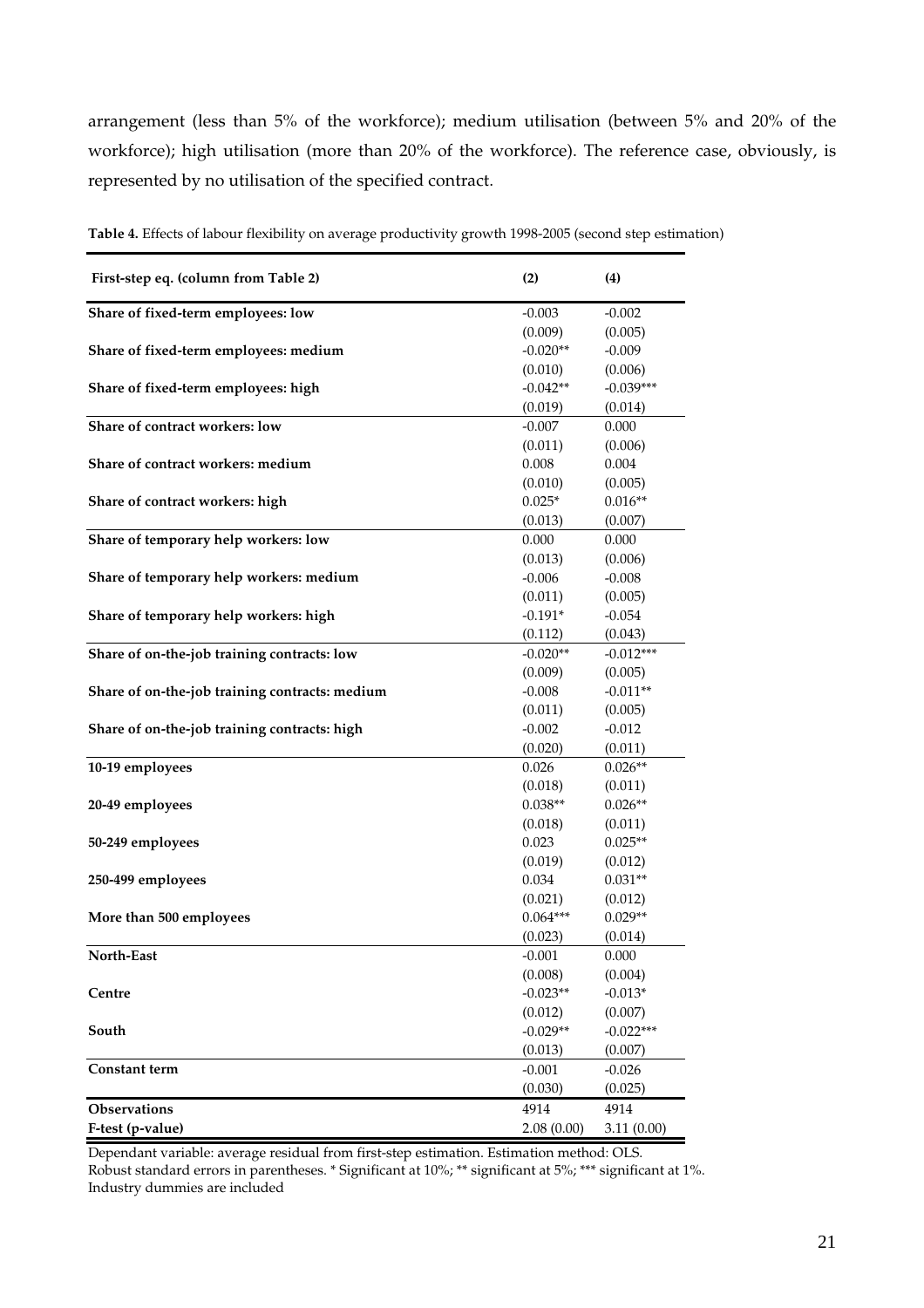arrangement (less than 5% of the workforce); medium utilisation (between 5% and 20% of the workforce); high utilisation (more than 20% of the workforce). The reference case, obviously, is represented by no utilisation of the specified contract.

**Table 4.** Effects of labour flexibility on average productivity growth 1998-2005 (second step estimation)

| **First-step eq. (column from Table 2)** | **(2)** | **(4)** |
|---|---|---|
| **Share of fixed-term employees: low** | -0.003 | -0.002 |
| | (0.009) | (0.005) |
| **Share of fixed-term employees: medium** | -0.020** | -0.009 |
| | (0.010) | (0.006) |
| **Share of fixed-term employees: high** | -0.042** | -0.039*** |
| | (0.019) | (0.014) |
| **Share of contract workers: low** | -0.007 | 0.000 |
| | (0.011) | (0.006) |
| **Share of contract workers: medium** | 0.008 | 0.004 |
| | (0.010) | (0.005) |
| **Share of contract workers: high** | 0.025* | 0.016** |
| | (0.013) | (0.007) |
| **Share of temporary help workers: low** | 0.000 | 0.000 |
| | (0.013) | (0.006) |
| **Share of temporary help workers: medium** | -0.006 | -0.008 |
| | (0.011) | (0.005) |
| **Share of temporary help workers: high** | -0.191* | -0.054 |
| | (0.112) | (0.043) |
| **Share of on-the-job training contracts: low** | -0.020** | -0.012*** |
| | (0.009) | (0.005) |
| **Share of on-the-job training contracts: medium** | -0.008 | -0.011** |
| | (0.011) | (0.005) |
| **Share of on-the-job training contracts: high** | -0.002 | -0.012 |
| | (0.020) | (0.011) |
| **10-19 employees** | 0.026 | 0.026** |
| | (0.018) | (0.011) |
| **20-49 employees** | 0.038** | 0.026** |
| | (0.018) | (0.011) |
| **50-249 employees** | 0.023 | 0.025** |
| | (0.019) | (0.012) |
| **250-499 employees** | 0.034 | 0.031** |
| | (0.021) | (0.012) |
| **More than 500 employees** | 0.064*** | 0.029** |
| | (0.023) | (0.014) |
| **North-East** | -0.001 | 0.000 |
| | (0.008) | (0.004) |
| **Centre** | -0.023** | -0.013* |
| | (0.012) | (0.007) |
| **South** | -0.029** | -0.022*** |
| | (0.013) | (0.007) |
| **Constant term** | -0.001 | -0.026 |
| | (0.030) | (0.025) |
| **Observations** | 4914 | 4914 |
| **F-test (p-value)** | 2.08 (0.00) | 3.11 (0.00) |

Dependant variable: average residual from first-step estimation. Estimation method: OLS.
Robust standard errors in parentheses. * Significant at 10%; ** significant at 5%; *** significant at 1%.
Industry dummies are included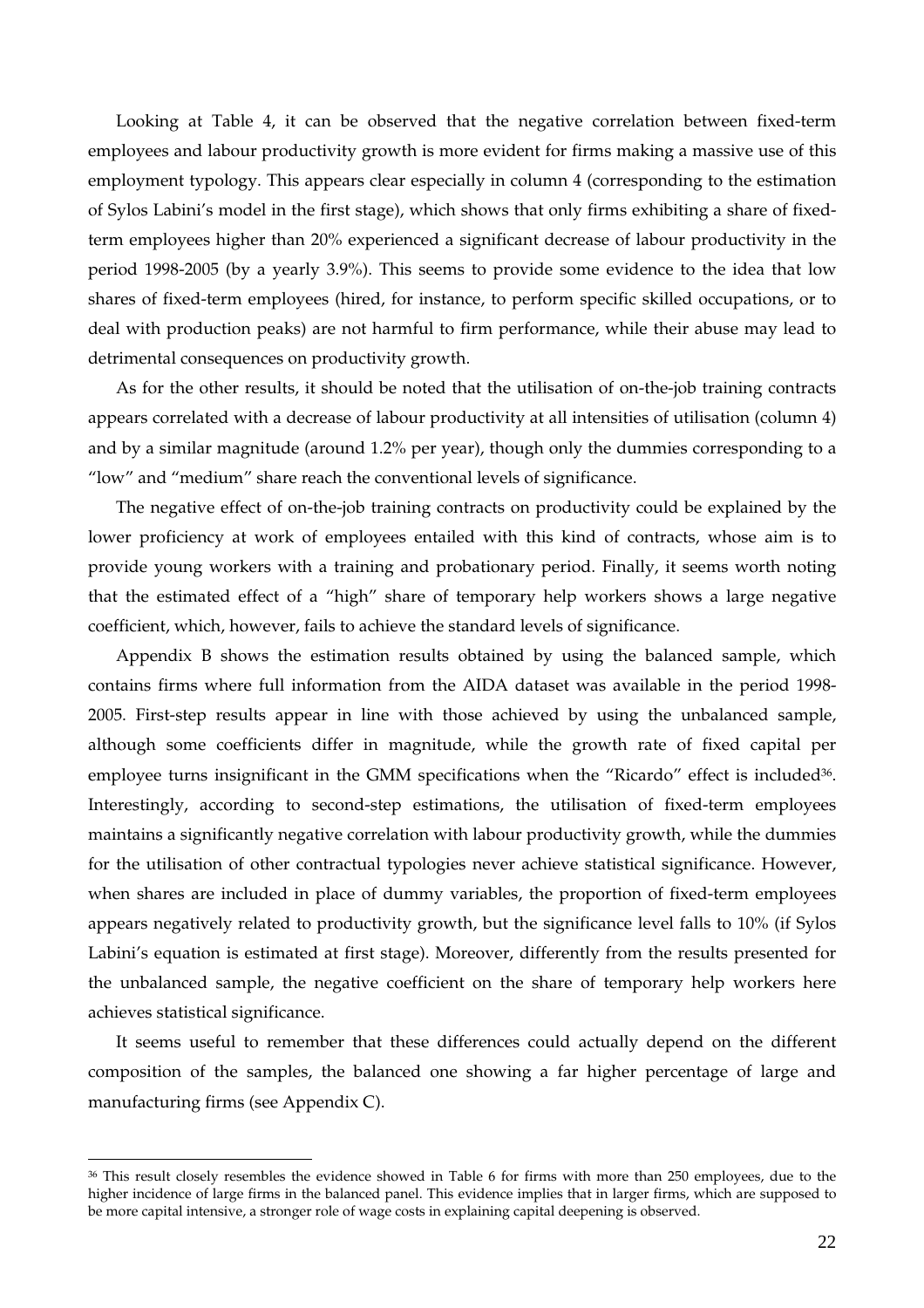Looking at Table 4, it can be observed that the negative correlation between fixed-term employees and labour productivity growth is more evident for firms making a massive use of this employment typology. This appears clear especially in column 4 (corresponding to the estimation of Sylos Labini's model in the first stage), which shows that only firms exhibiting a share of fixed-term employees higher than 20% experienced a significant decrease of labour productivity in the period 1998-2005 (by a yearly 3.9%). This seems to provide some evidence to the idea that low shares of fixed-term employees (hired, for instance, to perform specific skilled occupations, or to deal with production peaks) are not harmful to firm performance, while their abuse may lead to detrimental consequences on productivity growth.

As for the other results, it should be noted that the utilisation of on-the-job training contracts appears correlated with a decrease of labour productivity at all intensities of utilisation (column 4) and by a similar magnitude (around 1.2% per year), though only the dummies corresponding to a "low" and "medium" share reach the conventional levels of significance.

The negative effect of on-the-job training contracts on productivity could be explained by the lower proficiency at work of employees entailed with this kind of contracts, whose aim is to provide young workers with a training and probationary period. Finally, it seems worth noting that the estimated effect of a "high" share of temporary help workers shows a large negative coefficient, which, however, fails to achieve the standard levels of significance.

Appendix B shows the estimation results obtained by using the balanced sample, which contains firms where full information from the AIDA dataset was available in the period 1998-2005. First-step results appear in line with those achieved by using the unbalanced sample, although some coefficients differ in magnitude, while the growth rate of fixed capital per employee turns insignificant in the GMM specifications when the "Ricardo" effect is included[36]. Interestingly, according to second-step estimations, the utilisation of fixed-term employees maintains a significantly negative correlation with labour productivity growth, while the dummies for the utilisation of other contractual typologies never achieve statistical significance. However, when shares are included in place of dummy variables, the proportion of fixed-term employees appears negatively related to productivity growth, but the significance level falls to 10% (if Sylos Labini's equation is estimated at first stage). Moreover, differently from the results presented for the unbalanced sample, the negative coefficient on the share of temporary help workers here achieves statistical significance.

It seems useful to remember that these differences could actually depend on the different composition of the samples, the balanced one showing a far higher percentage of large and manufacturing firms (see Appendix C).

[36] This result closely resembles the evidence showed in Table 6 for firms with more than 250 employees, due to the higher incidence of large firms in the balanced panel. This evidence implies that in larger firms, which are supposed to be more capital intensive, a stronger role of wage costs in explaining capital deepening is observed.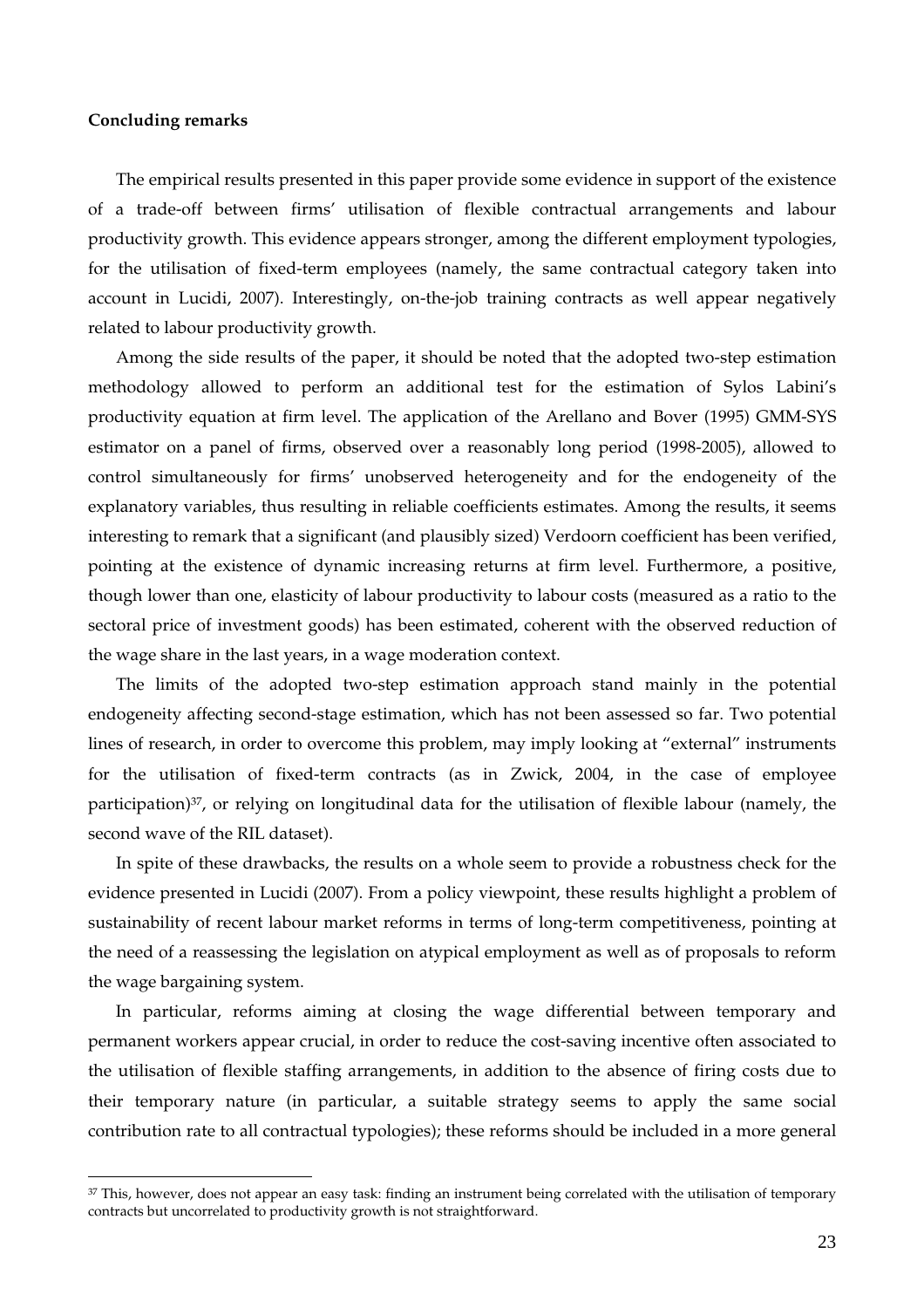**Concluding remarks**

The empirical results presented in this paper provide some evidence in support of the existence of a trade-off between firms' utilisation of flexible contractual arrangements and labour productivity growth. This evidence appears stronger, among the different employment typologies, for the utilisation of fixed-term employees (namely, the same contractual category taken into account in Lucidi, 2007). Interestingly, on-the-job training contracts as well appear negatively related to labour productivity growth.

Among the side results of the paper, it should be noted that the adopted two-step estimation methodology allowed to perform an additional test for the estimation of Sylos Labini's productivity equation at firm level. The application of the Arellano and Bover (1995) GMM-SYS estimator on a panel of firms, observed over a reasonably long period (1998-2005), allowed to control simultaneously for firms' unobserved heterogeneity and for the endogeneity of the explanatory variables, thus resulting in reliable coefficients estimates. Among the results, it seems interesting to remark that a significant (and plausibly sized) Verdoorn coefficient has been verified, pointing at the existence of dynamic increasing returns at firm level. Furthermore, a positive, though lower than one, elasticity of labour productivity to labour costs (measured as a ratio to the sectoral price of investment goods) has been estimated, coherent with the observed reduction of the wage share in the last years, in a wage moderation context.

The limits of the adopted two-step estimation approach stand mainly in the potential endogeneity affecting second-stage estimation, which has not been assessed so far. Two potential lines of research, in order to overcome this problem, may imply looking at "external" instruments for the utilisation of fixed-term contracts (as in Zwick, 2004, in the case of employee participation)[37], or relying on longitudinal data for the utilisation of flexible labour (namely, the second wave of the RIL dataset).

In spite of these drawbacks, the results on a whole seem to provide a robustness check for the evidence presented in Lucidi (2007). From a policy viewpoint, these results highlight a problem of sustainability of recent labour market reforms in terms of long-term competitiveness, pointing at the need of a reassessing the legislation on atypical employment as well as of proposals to reform the wage bargaining system.

In particular, reforms aiming at closing the wage differential between temporary and permanent workers appear crucial, in order to reduce the cost-saving incentive often associated to the utilisation of flexible staffing arrangements, in addition to the absence of firing costs due to their temporary nature (in particular, a suitable strategy seems to apply the same social contribution rate to all contractual typologies); these reforms should be included in a more general

---

[37] This, however, does not appear an easy task: finding an instrument being correlated with the utilisation of temporary contracts but uncorrelated to productivity growth is not straightforward.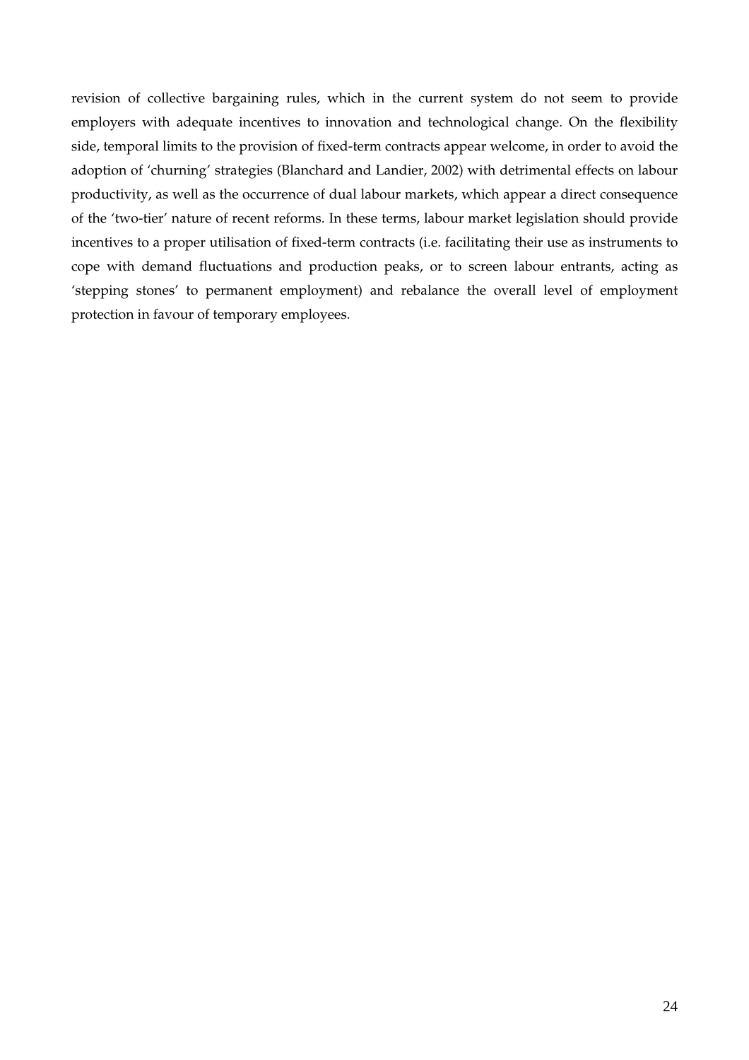revision of collective bargaining rules, which in the current system do not seem to provide employers with adequate incentives to innovation and technological change. On the flexibility side, temporal limits to the provision of fixed-term contracts appear welcome, in order to avoid the adoption of 'churning' strategies (Blanchard and Landier, 2002) with detrimental effects on labour productivity, as well as the occurrence of dual labour markets, which appear a direct consequence of the 'two-tier' nature of recent reforms. In these terms, labour market legislation should provide incentives to a proper utilisation of fixed-term contracts (i.e. facilitating their use as instruments to cope with demand fluctuations and production peaks, or to screen labour entrants, acting as 'stepping stones' to permanent employment) and rebalance the overall level of employment protection in favour of temporary employees.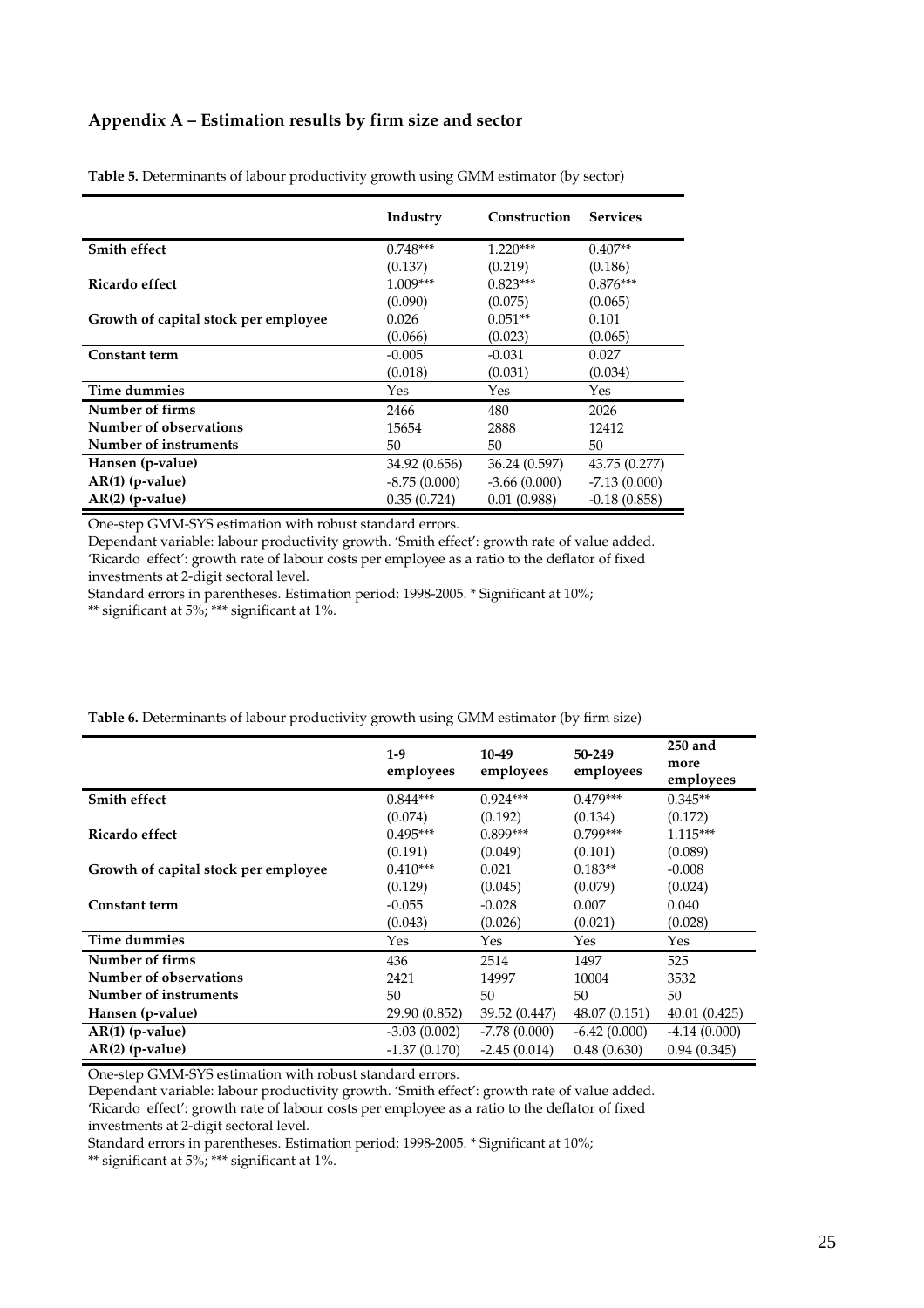## Appendix A – Estimation results by firm size and sector

**Table 5.** Determinants of labour productivity growth using GMM estimator (by sector)

| | Industry | Construction | Services |
|---|---|---|---|
| **Smith effect** | 0.748*** | 1.220*** | 0.407** |
| | (0.137) | (0.219) | (0.186) |
| **Ricardo effect** | 1.009*** | 0.823*** | 0.876*** |
| | (0.090) | (0.075) | (0.065) |
| **Growth of capital stock per employee** | 0.026 | 0.051** | 0.101 |
| | (0.066) | (0.023) | (0.065) |
| **Constant term** | -0.005 | -0.031 | 0.027 |
| | (0.018) | (0.031) | (0.034) |
| **Time dummies** | Yes | Yes | Yes |
| **Number of firms** | 2466 | 480 | 2026 |
| **Number of observations** | 15654 | 2888 | 12412 |
| **Number of instruments** | 50 | 50 | 50 |
| **Hansen (p-value)** | 34.92 (0.656) | 36.24 (0.597) | 43.75 (0.277) |
| **AR(1) (p-value)** | -8.75 (0.000) | -3.66 (0.000) | -7.13 (0.000) |
| **AR(2) (p-value)** | 0.35 (0.724) | 0.01 (0.988) | -0.18 (0.858) |

One-step GMM-SYS estimation with robust standard errors.
Dependant variable: labour productivity growth. 'Smith effect': growth rate of value added. 'Ricardo effect': growth rate of labour costs per employee as a ratio to the deflator of fixed investments at 2-digit sectoral level.
Standard errors in parentheses. Estimation period: 1998-2005. * Significant at 10%; ** significant at 5%; *** significant at 1%.

**Table 6.** Determinants of labour productivity growth using GMM estimator (by firm size)

| | 1-9 employees | 10-49 employees | 50-249 employees | 250 and more employees |
|---|---|---|---|---|
| **Smith effect** | 0.844*** | 0.924*** | 0.479*** | 0.345** |
| | (0.074) | (0.192) | (0.134) | (0.172) |
| **Ricardo effect** | 0.495*** | 0.899*** | 0.799*** | 1.115*** |
| | (0.191) | (0.049) | (0.101) | (0.089) |
| **Growth of capital stock per employee** | 0.410*** | 0.021 | 0.183** | -0.008 |
| | (0.129) | (0.045) | (0.079) | (0.024) |
| **Constant term** | -0.055 | -0.028 | 0.007 | 0.040 |
| | (0.043) | (0.026) | (0.021) | (0.028) |
| **Time dummies** | Yes | Yes | Yes | Yes |
| **Number of firms** | 436 | 2514 | 1497 | 525 |
| **Number of observations** | 2421 | 14997 | 10004 | 3532 |
| **Number of instruments** | 50 | 50 | 50 | 50 |
| **Hansen (p-value)** | 29.90 (0.852) | 39.52 (0.447) | 48.07 (0.151) | 40.01 (0.425) |
| **AR(1) (p-value)** | -3.03 (0.002) | -7.78 (0.000) | -6.42 (0.000) | -4.14 (0.000) |
| **AR(2) (p-value)** | -1.37 (0.170) | -2.45 (0.014) | 0.48 (0.630) | 0.94 (0.345) |

One-step GMM-SYS estimation with robust standard errors.
Dependant variable: labour productivity growth. 'Smith effect': growth rate of value added. 'Ricardo effect': growth rate of labour costs per employee as a ratio to the deflator of fixed investments at 2-digit sectoral level.
Standard errors in parentheses. Estimation period: 1998-2005. * Significant at 10%; ** significant at 5%; *** significant at 1%.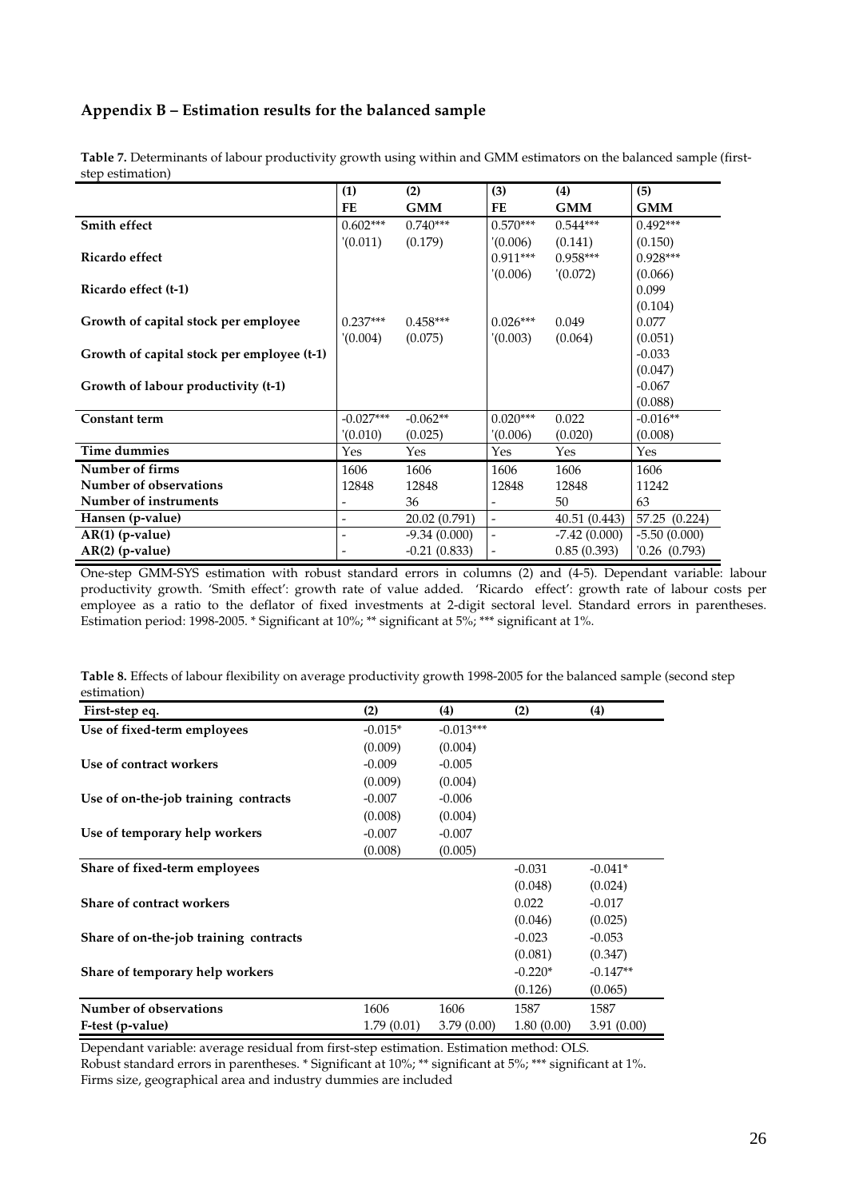## Appendix B – Estimation results for the balanced sample

**Table 7.** Determinants of labour productivity growth using within and GMM estimators on the balanced sample (first-step estimation)

| | (1) | (2) | (3) | (4) | (5) |
|---|---|---|---|---|---|
| | **FE** | **GMM** | **FE** | **GMM** | **GMM** |
| **Smith effect** | 0.602*** | 0.740*** | 0.570*** | 0.544*** | 0.492*** |
| | '(0.011) | (0.179) | '(0.006) | (0.141) | (0.150) |
| **Ricardo effect** | | | 0.911*** | 0.958*** | 0.928*** |
| | | | '(0.006) | '(0.072) | (0.066) |
| **Ricardo effect (t-1)** | | | | | 0.099 |
| | | | | | (0.104) |
| **Growth of capital stock per employee** | 0.237*** | 0.458*** | 0.026*** | 0.049 | 0.077 |
| | '(0.004) | (0.075) | '(0.003) | (0.064) | (0.051) |
| **Growth of capital stock per employee (t-1)** | | | | | -0.033 |
| | | | | | (0.047) |
| **Growth of labour productivity (t-1)** | | | | | -0.067 |
| | | | | | (0.088) |
| **Constant term** | -0.027*** | -0.062** | 0.020*** | 0.022 | -0.016** |
| | '(0.010) | (0.025) | '(0.006) | (0.020) | (0.008) |
| **Time dummies** | Yes | Yes | Yes | Yes | Yes |
| **Number of firms** | 1606 | 1606 | 1606 | 1606 | 1606 |
| **Number of observations** | 12848 | 12848 | 12848 | 12848 | 11242 |
| **Number of instruments** | - | 36 | - | 50 | 63 |
| **Hansen (p-value)** | - | 20.02 (0.791) | - | 40.51 (0.443) | 57.25 (0.224) |
| **AR(1) (p-value)** | - | -9.34 (0.000) | - | -7.42 (0.000) | -5.50 (0.000) |
| **AR(2) (p-value)** | - | -0.21 (0.833) | - | 0.85 (0.393) | '0.26 (0.793) |

One-step GMM-SYS estimation with robust standard errors in columns (2) and (4-5). Dependant variable: labour productivity growth. 'Smith effect': growth rate of value added. 'Ricardo effect': growth rate of labour costs per employee as a ratio to the deflator of fixed investments at 2-digit sectoral level. Standard errors in parentheses. Estimation period: 1998-2005. * Significant at 10%; ** significant at 5%; *** significant at 1%.

**Table 8.** Effects of labour flexibility on average productivity growth 1998-2005 for the balanced sample (second step estimation)

| First-step eq. | (2) | (4) | (2) | (4) |
|---|---|---|---|---|
| **Use of fixed-term employees** | -0.015* | -0.013*** | | |
| | (0.009) | (0.004) | | |
| **Use of contract workers** | -0.009 | -0.005 | | |
| | (0.009) | (0.004) | | |
| **Use of on-the-job training contracts** | -0.007 | -0.006 | | |
| | (0.008) | (0.004) | | |
| **Use of temporary help workers** | -0.007 | -0.007 | | |
| | (0.008) | (0.005) | | |
| **Share of fixed-term employees** | | | -0.031 | -0.041* |
| | | | (0.048) | (0.024) |
| **Share of contract workers** | | | 0.022 | -0.017 |
| | | | (0.046) | (0.025) |
| **Share of on-the-job training contracts** | | | -0.023 | -0.053 |
| | | | (0.081) | (0.347) |
| **Share of temporary help workers** | | | -0.220* | -0.147** |
| | | | (0.126) | (0.065) |
| **Number of observations** | 1606 | 1606 | 1587 | 1587 |
| **F-test (p-value)** | 1.79 (0.01) | 3.79 (0.00) | 1.80 (0.00) | 3.91 (0.00) |

Dependant variable: average residual from first-step estimation. Estimation method: OLS.
Robust standard errors in parentheses. * Significant at 10%; ** significant at 5%; *** significant at 1%.
Firms size, geographical area and industry dummies are included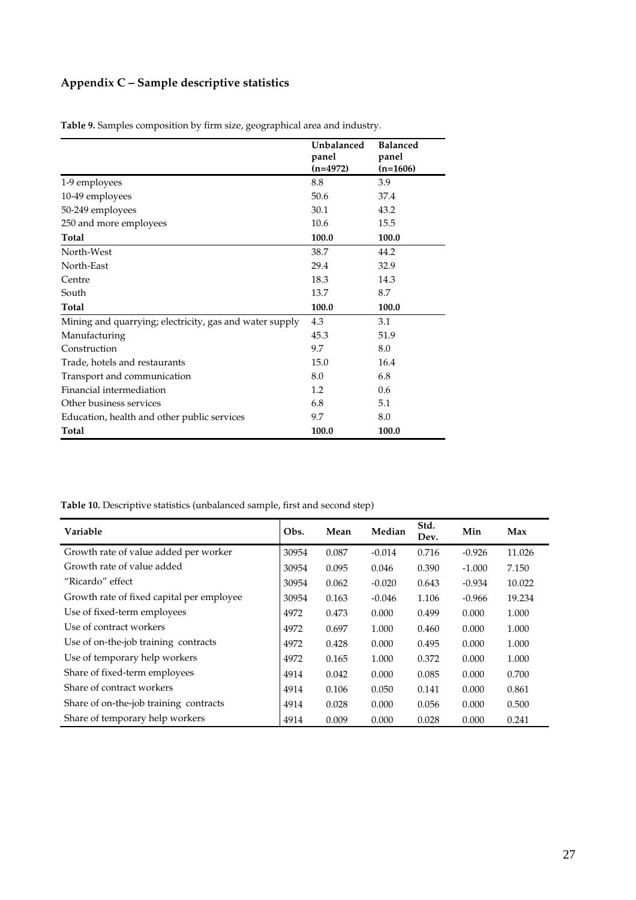## Appendix C – Sample descriptive statistics

**Table 9.** Samples composition by firm size, geographical area and industry.

| | Unbalanced panel (n=4972) | Balanced panel (n=1606) |
|---|---|---|
| 1-9 employees | 8.8 | 3.9 |
| 10-49 employees | 50.6 | 37.4 |
| 50-249 employees | 30.1 | 43.2 |
| 250 and more employees | 10.6 | 15.5 |
| **Total** | **100.0** | **100.0** |
| North-West | 38.7 | 44.2 |
| North-East | 29.4 | 32.9 |
| Centre | 18.3 | 14.3 |
| South | 13.7 | 8.7 |
| **Total** | **100.0** | **100.0** |
| Mining and quarrying; electricity, gas and water supply | 4.3 | 3.1 |
| Manufacturing | 45.3 | 51.9 |
| Construction | 9.7 | 8.0 |
| Trade, hotels and restaurants | 15.0 | 16.4 |
| Transport and communication | 8.0 | 6.8 |
| Financial intermediation | 1.2 | 0.6 |
| Other business services | 6.8 | 5.1 |
| Education, health and other public services | 9.7 | 8.0 |
| **Total** | **100.0** | **100.0** |

**Table 10.** Descriptive statistics (unbalanced sample, first and second step)

| Variable | Obs. | Mean | Median | Std. Dev. | Min | Max |
|---|---|---|---|---|---|---|
| Growth rate of value added per worker | 30954 | 0.087 | -0.014 | 0.716 | -0.926 | 11.026 |
| Growth rate of value added | 30954 | 0.095 | 0.046 | 0.390 | -1.000 | 7.150 |
| "Ricardo" effect | 30954 | 0.062 | -0.020 | 0.643 | -0.934 | 10.022 |
| Growth rate of fixed capital per employee | 30954 | 0.163 | -0.046 | 1.106 | -0.966 | 19.234 |
| Use of fixed-term employees | 4972 | 0.473 | 0.000 | 0.499 | 0.000 | 1.000 |
| Use of contract workers | 4972 | 0.697 | 1.000 | 0.460 | 0.000 | 1.000 |
| Use of on-the-job training contracts | 4972 | 0.428 | 0.000 | 0.495 | 0.000 | 1.000 |
| Use of temporary help workers | 4972 | 0.165 | 1.000 | 0.372 | 0.000 | 1.000 |
| Share of fixed-term employees | 4914 | 0.042 | 0.000 | 0.085 | 0.000 | 0.700 |
| Share of contract workers | 4914 | 0.106 | 0.050 | 0.141 | 0.000 | 0.861 |
| Share of on-the-job training contracts | 4914 | 0.028 | 0.000 | 0.056 | 0.000 | 0.500 |
| Share of temporary help workers | 4914 | 0.009 | 0.000 | 0.028 | 0.000 | 0.241 |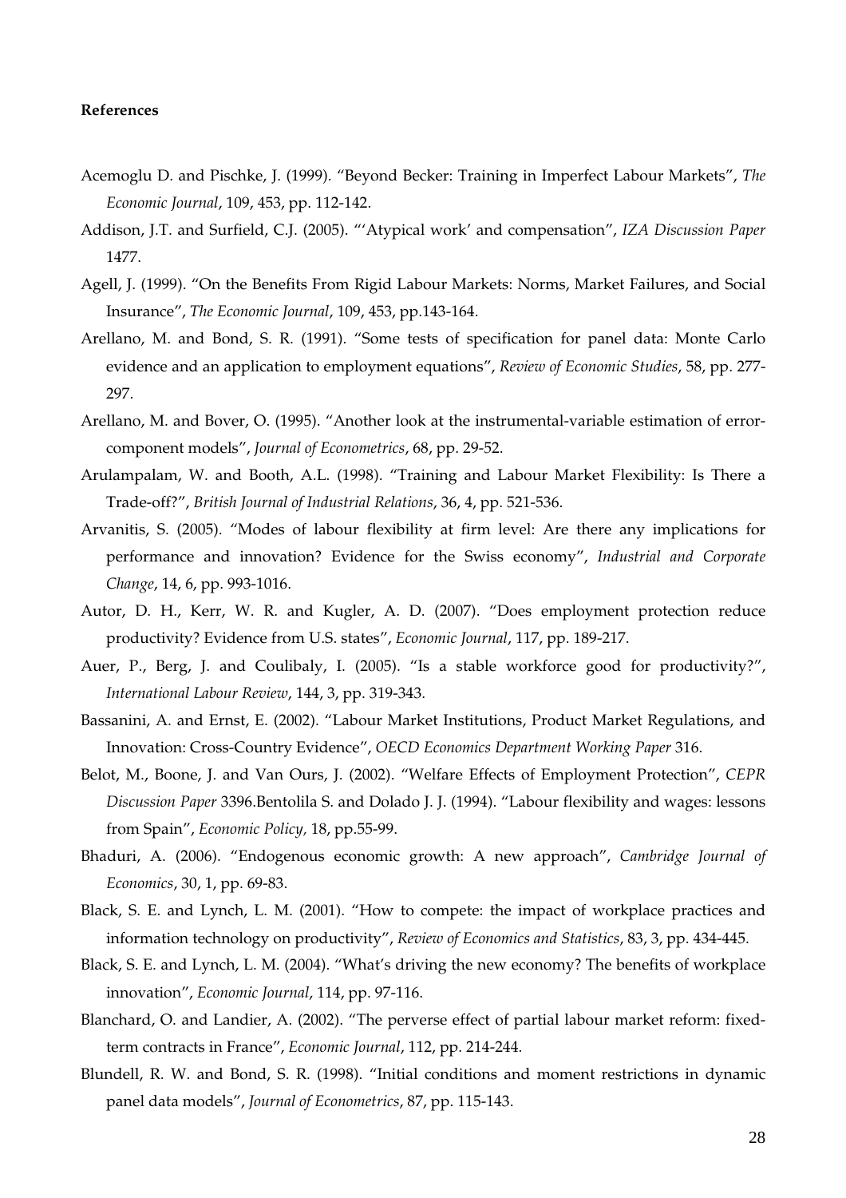**References**

Acemoglu D. and Pischke, J. (1999). "Beyond Becker: Training in Imperfect Labour Markets", *The Economic Journal*, 109, 453, pp. 112-142.

Addison, J.T. and Surfield, C.J. (2005). "'Atypical work' and compensation", *IZA Discussion Paper* 1477.

Agell, J. (1999). "On the Benefits From Rigid Labour Markets: Norms, Market Failures, and Social Insurance", *The Economic Journal*, 109, 453, pp.143-164.

Arellano, M. and Bond, S. R. (1991). "Some tests of specification for panel data: Monte Carlo evidence and an application to employment equations", *Review of Economic Studies*, 58, pp. 277-297.

Arellano, M. and Bover, O. (1995). "Another look at the instrumental-variable estimation of error-component models", *Journal of Econometrics*, 68, pp. 29-52.

Arulampalam, W. and Booth, A.L. (1998). "Training and Labour Market Flexibility: Is There a Trade-off?", *British Journal of Industrial Relations*, 36, 4, pp. 521-536.

Arvanitis, S. (2005). "Modes of labour flexibility at firm level: Are there any implications for performance and innovation? Evidence for the Swiss economy", *Industrial and Corporate Change*, 14, 6, pp. 993-1016.

Autor, D. H., Kerr, W. R. and Kugler, A. D. (2007). "Does employment protection reduce productivity? Evidence from U.S. states", *Economic Journal*, 117, pp. 189-217.

Auer, P., Berg, J. and Coulibaly, I. (2005). "Is a stable workforce good for productivity?", *International Labour Review*, 144, 3, pp. 319-343.

Bassanini, A. and Ernst, E. (2002). "Labour Market Institutions, Product Market Regulations, and Innovation: Cross-Country Evidence", *OECD Economics Department Working Paper* 316.

Belot, M., Boone, J. and Van Ours, J. (2002). "Welfare Effects of Employment Protection", *CEPR Discussion Paper* 3396.Bentolila S. and Dolado J. J. (1994). "Labour flexibility and wages: lessons from Spain", *Economic Policy,* 18, pp.55-99.

Bhaduri, A. (2006). "Endogenous economic growth: A new approach", *Cambridge Journal of Economics*, 30, 1, pp. 69-83.

Black, S. E. and Lynch, L. M. (2001). "How to compete: the impact of workplace practices and information technology on productivity", *Review of Economics and Statistics*, 83, 3, pp. 434-445.

Black, S. E. and Lynch, L. M. (2004). "What's driving the new economy? The benefits of workplace innovation", *Economic Journal*, 114, pp. 97-116.

Blanchard, O. and Landier, A. (2002). "The perverse effect of partial labour market reform: fixed-term contracts in France", *Economic Journal*, 112, pp. 214-244.

Blundell, R. W. and Bond, S. R. (1998). "Initial conditions and moment restrictions in dynamic panel data models", *Journal of Econometrics*, 87, pp. 115-143.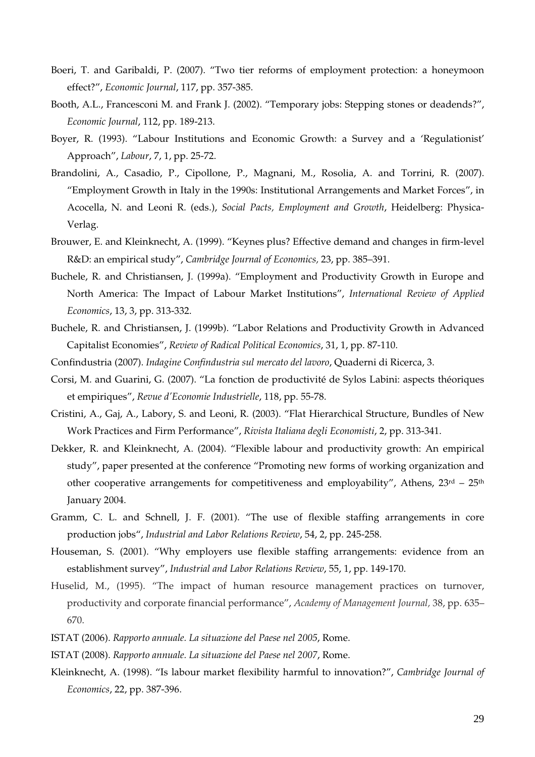Boeri, T. and Garibaldi, P. (2007). "Two tier reforms of employment protection: a honeymoon effect?", *Economic Journal*, 117, pp. 357-385.

Booth, A.L., Francesconi M. and Frank J. (2002). "Temporary jobs: Stepping stones or deadends?", *Economic Journal*, 112, pp. 189-213.

Boyer, R. (1993). "Labour Institutions and Economic Growth: a Survey and a 'Regulationist' Approach", *Labour*, 7, 1, pp. 25-72.

Brandolini, A., Casadio, P., Cipollone, P., Magnani, M., Rosolia, A. and Torrini, R. (2007). "Employment Growth in Italy in the 1990s: Institutional Arrangements and Market Forces", in Acocella, N. and Leoni R. (eds.), *Social Pacts, Employment and Growth*, Heidelberg: Physica-Verlag.

Brouwer, E. and Kleinknecht, A. (1999). "Keynes plus? Effective demand and changes in firm-level R&D: an empirical study", *Cambridge Journal of Economics,* 23, pp. 385–391.

Buchele, R. and Christiansen, J. (1999a). "Employment and Productivity Growth in Europe and North America: The Impact of Labour Market Institutions", *International Review of Applied Economics*, 13, 3, pp. 313-332.

Buchele, R. and Christiansen, J. (1999b). "Labor Relations and Productivity Growth in Advanced Capitalist Economies", *Review of Radical Political Economics*, 31, 1, pp. 87-110.

Confindustria (2007). *Indagine Confindustria sul mercato del lavoro*, Quaderni di Ricerca, 3.

Corsi, M. and Guarini, G. (2007). "La fonction de productivité de Sylos Labini: aspects théoriques et empiriques", *Revue d'Economie Industrielle*, 118, pp. 55-78.

Cristini, A., Gaj, A., Labory, S. and Leoni, R. (2003). "Flat Hierarchical Structure, Bundles of New Work Practices and Firm Performance", *Rivista Italiana degli Economisti*, 2, pp. 313-341.

Dekker, R. and Kleinknecht, A. (2004). "Flexible labour and productivity growth: An empirical study", paper presented at the conference "Promoting new forms of working organization and other cooperative arrangements for competitiveness and employability", Athens, 23rd – 25th January 2004.

Gramm, C. L. and Schnell, J. F. (2001). "The use of flexible staffing arrangements in core production jobs", *Industrial and Labor Relations Review*, 54, 2, pp. 245-258.

Houseman, S. (2001). "Why employers use flexible staffing arrangements: evidence from an establishment survey", *Industrial and Labor Relations Review*, 55, 1, pp. 149-170.

Huselid, M., (1995). "The impact of human resource management practices on turnover, productivity and corporate financial performance", *Academy of Management Journal,* 38, pp. 635–670.

ISTAT (2006). *Rapporto annuale. La situazione del Paese nel 2005*, Rome.

ISTAT (2008). *Rapporto annuale. La situazione del Paese nel 2007*, Rome.

Kleinknecht, A. (1998). "Is labour market flexibility harmful to innovation?", *Cambridge Journal of Economics*, 22, pp. 387-396.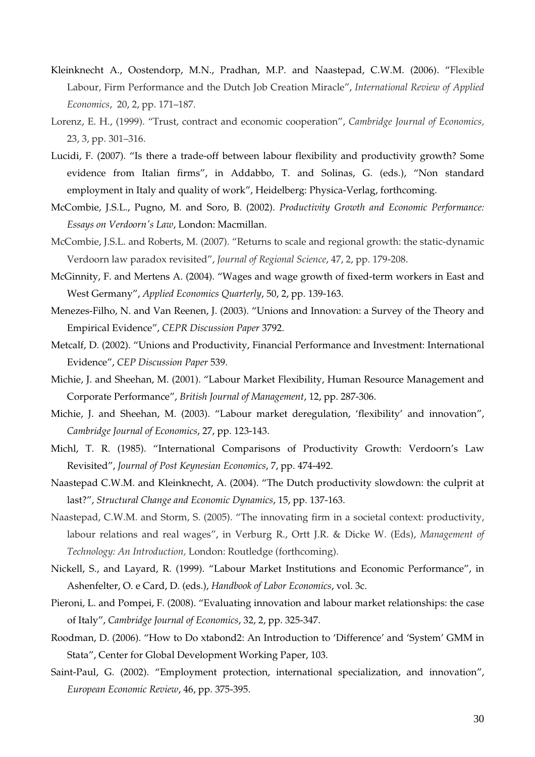Kleinknecht A., Oostendorp, M.N., Pradhan, M.P. and Naastepad, C.W.M. (2006). "Flexible Labour, Firm Performance and the Dutch Job Creation Miracle", *International Review of Applied Economics*, 20, 2, pp. 171–187.

Lorenz, E. H., (1999). "Trust, contract and economic cooperation", *Cambridge Journal of Economics,* 23, 3, pp. 301–316.

Lucidi, F. (2007). "Is there a trade-off between labour flexibility and productivity growth? Some evidence from Italian firms", in Addabbo, T. and Solinas, G. (eds.), "Non standard employment in Italy and quality of work", Heidelberg: Physica-Verlag, forthcoming.

McCombie, J.S.L., Pugno, M. and Soro, B. (2002). *Productivity Growth and Economic Performance: Essays on Verdoorn's Law*, London: Macmillan.

McCombie, J.S.L. and Roberts, M. (2007). "Returns to scale and regional growth: the static-dynamic Verdoorn law paradox revisited", *Journal of Regional Science*, 47, 2, pp. 179-208.

McGinnity, F. and Mertens A. (2004). "Wages and wage growth of fixed-term workers in East and West Germany", *Applied Economics Quarterly*, 50, 2, pp. 139-163.

Menezes-Filho, N. and Van Reenen, J. (2003). "Unions and Innovation: a Survey of the Theory and Empirical Evidence", *CEPR Discussion Paper* 3792.

Metcalf, D. (2002). "Unions and Productivity, Financial Performance and Investment: International Evidence", *CEP Discussion Paper* 539.

Michie, J. and Sheehan, M. (2001). "Labour Market Flexibility, Human Resource Management and Corporate Performance", *British Journal of Management*, 12, pp. 287-306.

Michie, J. and Sheehan, M. (2003). "Labour market deregulation, 'flexibility' and innovation", *Cambridge Journal of Economics*, 27, pp. 123-143.

Michl, T. R. (1985). "International Comparisons of Productivity Growth: Verdoorn's Law Revisited", *Journal of Post Keynesian Economics*, 7, pp. 474-492.

Naastepad C.W.M. and Kleinknecht, A. (2004). "The Dutch productivity slowdown: the culprit at last?", *Structural Change and Economic Dynamics*, 15, pp. 137-163.

Naastepad, C.W.M. and Storm, S. (2005). "The innovating firm in a societal context: productivity, labour relations and real wages", in Verburg R., Ortt J.R. & Dicke W. (Eds), *Management of Technology: An Introduction,* London: Routledge (forthcoming).

Nickell, S., and Layard, R. (1999). "Labour Market Institutions and Economic Performance", in Ashenfelter, O. e Card, D. (eds.), *Handbook of Labor Economics*, vol. 3c.

Pieroni, L. and Pompei, F. (2008). "Evaluating innovation and labour market relationships: the case of Italy", *Cambridge Journal of Economics*, 32, 2, pp. 325-347.

Roodman, D. (2006). "How to Do xtabond2: An Introduction to 'Difference' and 'System' GMM in Stata", Center for Global Development Working Paper, 103.

Saint-Paul, G. (2002). "Employment protection, international specialization, and innovation", *European Economic Review*, 46, pp. 375-395.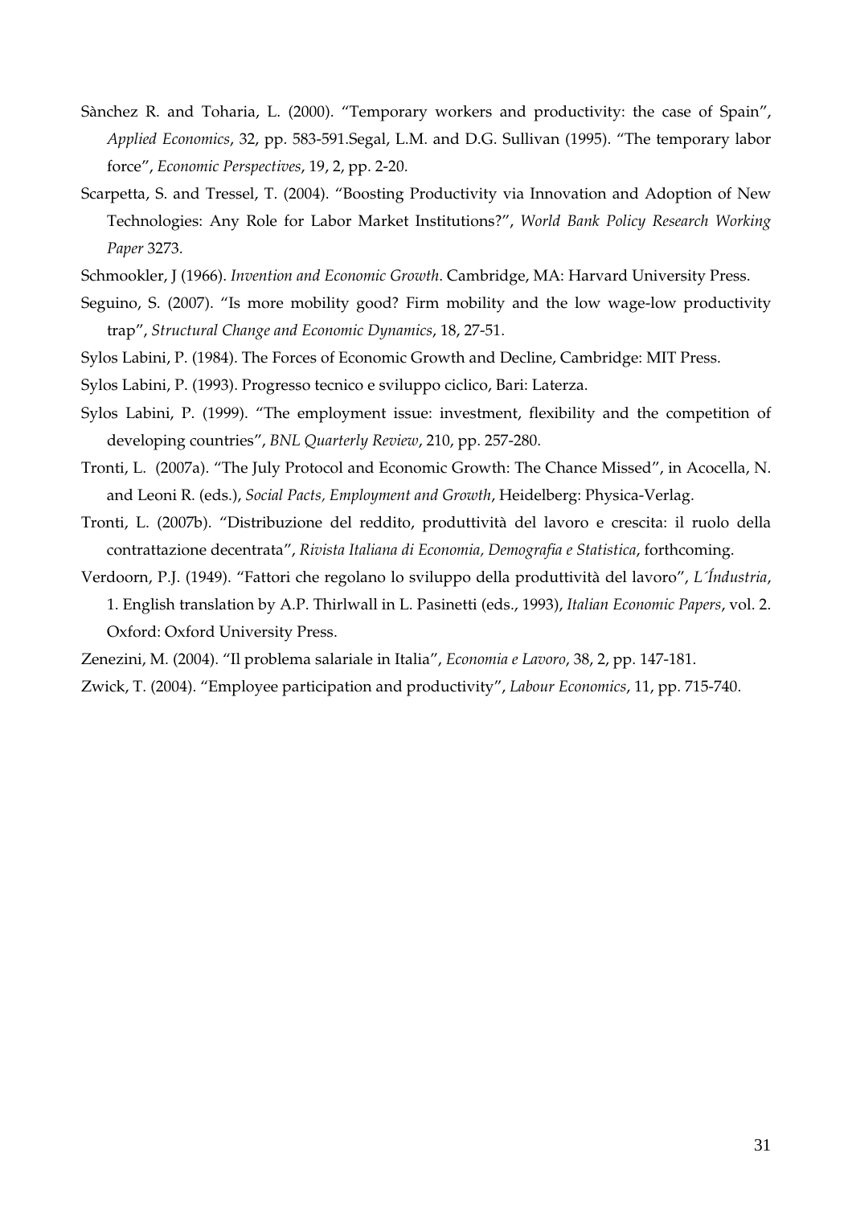Sànchez R. and Toharia, L. (2000). "Temporary workers and productivity: the case of Spain", *Applied Economics*, 32, pp. 583-591.Segal, L.M. and D.G. Sullivan (1995). "The temporary labor force", *Economic Perspectives*, 19, 2, pp. 2-20.

Scarpetta, S. and Tressel, T. (2004). "Boosting Productivity via Innovation and Adoption of New Technologies: Any Role for Labor Market Institutions?", *World Bank Policy Research Working Paper* 3273.

Schmookler, J (1966). *Invention and Economic Growth*. Cambridge, MA: Harvard University Press.

Seguino, S. (2007). "Is more mobility good? Firm mobility and the low wage-low productivity trap", *Structural Change and Economic Dynamics*, 18, 27-51.

Sylos Labini, P. (1984). The Forces of Economic Growth and Decline, Cambridge: MIT Press.

Sylos Labini, P. (1993). Progresso tecnico e sviluppo ciclico, Bari: Laterza.

Sylos Labini, P. (1999). "The employment issue: investment, flexibility and the competition of developing countries", *BNL Quarterly Review*, 210, pp. 257-280.

Tronti, L. (2007a). "The July Protocol and Economic Growth: The Chance Missed", in Acocella, N. and Leoni R. (eds.), *Social Pacts, Employment and Growth*, Heidelberg: Physica-Verlag.

Tronti, L. (2007b). "Distribuzione del reddito, produttività del lavoro e crescita: il ruolo della contrattazione decentrata", *Rivista Italiana di Economia, Demografia e Statistica*, forthcoming.

Verdoorn, P.J. (1949). "Fattori che regolano lo sviluppo della produttività del lavoro", *L´Índustria*, 1. English translation by A.P. Thirlwall in L. Pasinetti (eds., 1993), *Italian Economic Papers*, vol. 2. Oxford: Oxford University Press.

Zenezini, M. (2004). "Il problema salariale in Italia", *Economia e Lavoro*, 38, 2, pp. 147-181.

Zwick, T. (2004). "Employee participation and productivity", *Labour Economics*, 11, pp. 715-740.